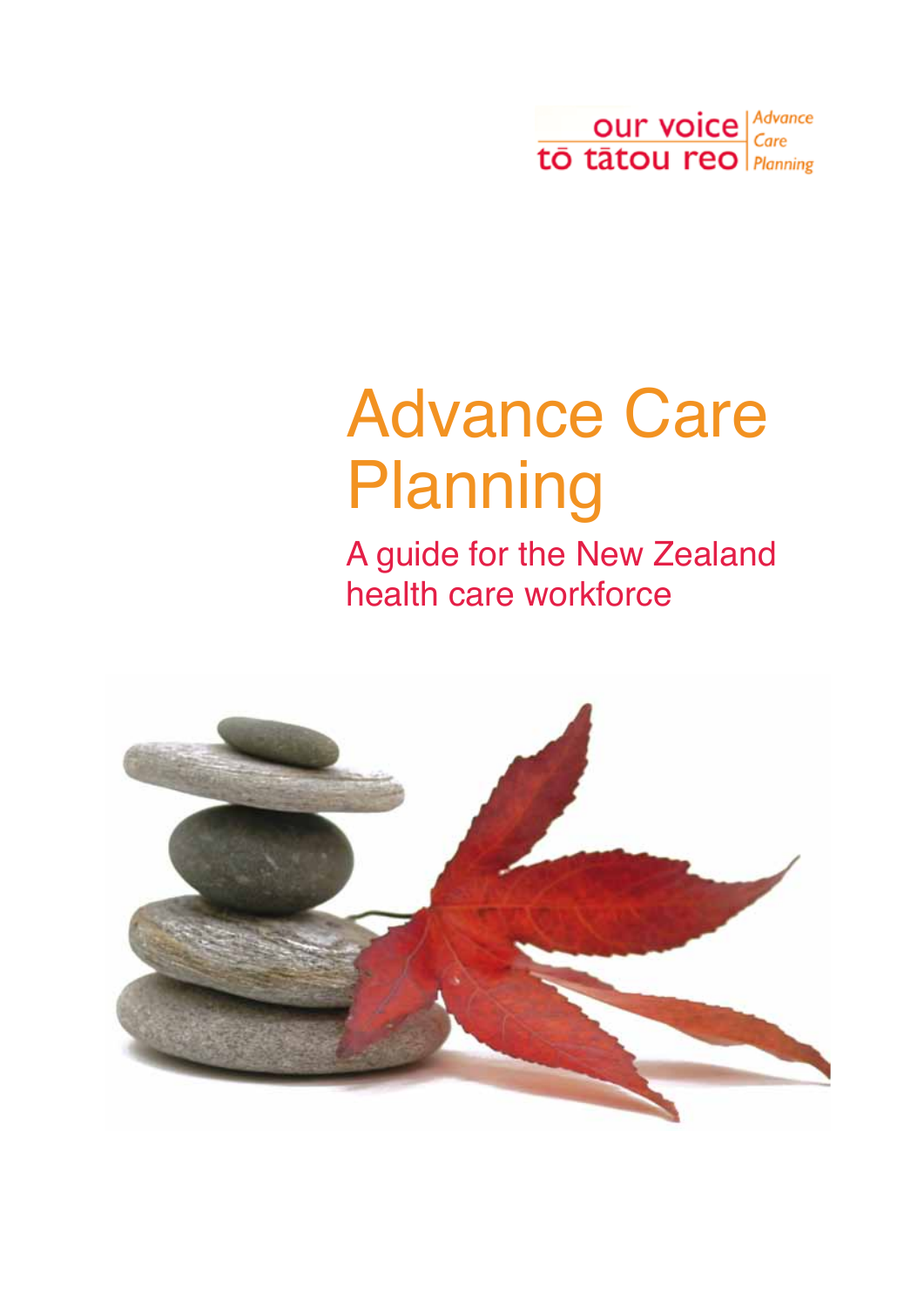our voice | Advance Care Planning
tō tātou reo

# Advance Care Planning

## A guide for the New Zealand health care workforce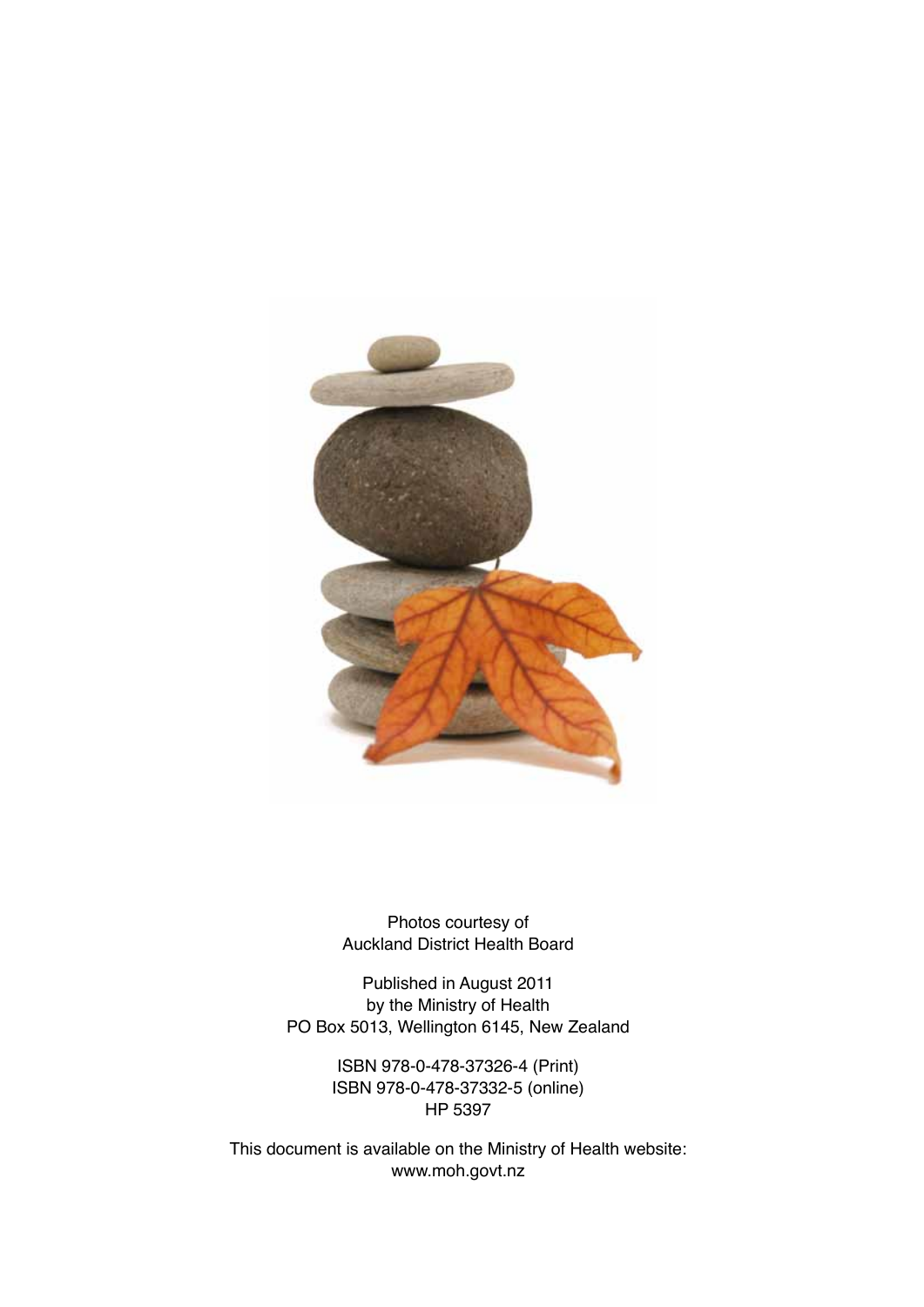Photos courtesy of
Auckland District Health Board

Published in August 2011
by the Ministry of Health
PO Box 5013, Wellington 6145, New Zealand

ISBN 978-0-478-37326-4 (Print)
ISBN 978-0-478-37332-5 (online)
HP 5397

This document is available on the Ministry of Health website:
www.moh.govt.nz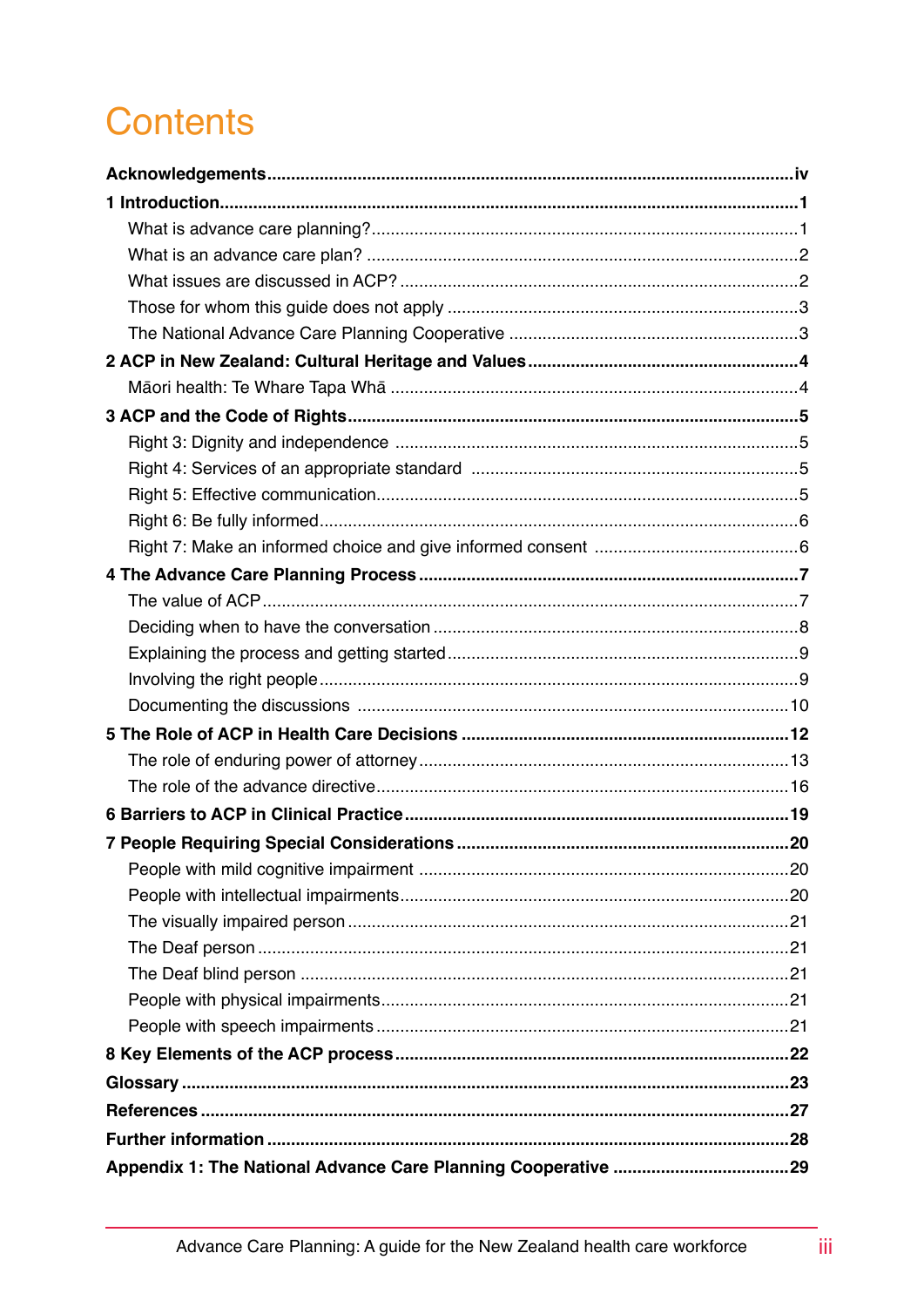# Contents

**Acknowledgements** .......... iv

**1 Introduction** .......... 1

- What is advance care planning? .......... 1
- What is an advance care plan? .......... 2
- What issues are discussed in ACP? .......... 2
- Those for whom this guide does not apply .......... 3
- The National Advance Care Planning Cooperative .......... 3

**2 ACP in New Zealand: Cultural Heritage and Values** .......... 4

- Māori health: Te Whare Tapa Whā .......... 4

**3 ACP and the Code of Rights** .......... 5

- Right 3: Dignity and independence .......... 5
- Right 4: Services of an appropriate standard .......... 5
- Right 5: Effective communication .......... 5
- Right 6: Be fully informed .......... 6
- Right 7: Make an informed choice and give informed consent .......... 6

**4 The Advance Care Planning Process** .......... 7

- The value of ACP .......... 7
- Deciding when to have the conversation .......... 8
- Explaining the process and getting started .......... 9
- Involving the right people .......... 9
- Documenting the discussions .......... 10

**5 The Role of ACP in Health Care Decisions** .......... 12

- The role of enduring power of attorney .......... 13
- The role of the advance directive .......... 16

**6 Barriers to ACP in Clinical Practice** .......... 19

**7 People Requiring Special Considerations** .......... 20

- People with mild cognitive impairment .......... 20
- People with intellectual impairments .......... 20
- The visually impaired person .......... 21
- The Deaf person .......... 21
- The Deaf blind person .......... 21
- People with physical impairments .......... 21
- People with speech impairments .......... 21

**8 Key Elements of the ACP process** .......... 22

**Glossary** .......... 23

**References** .......... 27

**Further information** .......... 28

**Appendix 1: The National Advance Care Planning Cooperative** .......... 29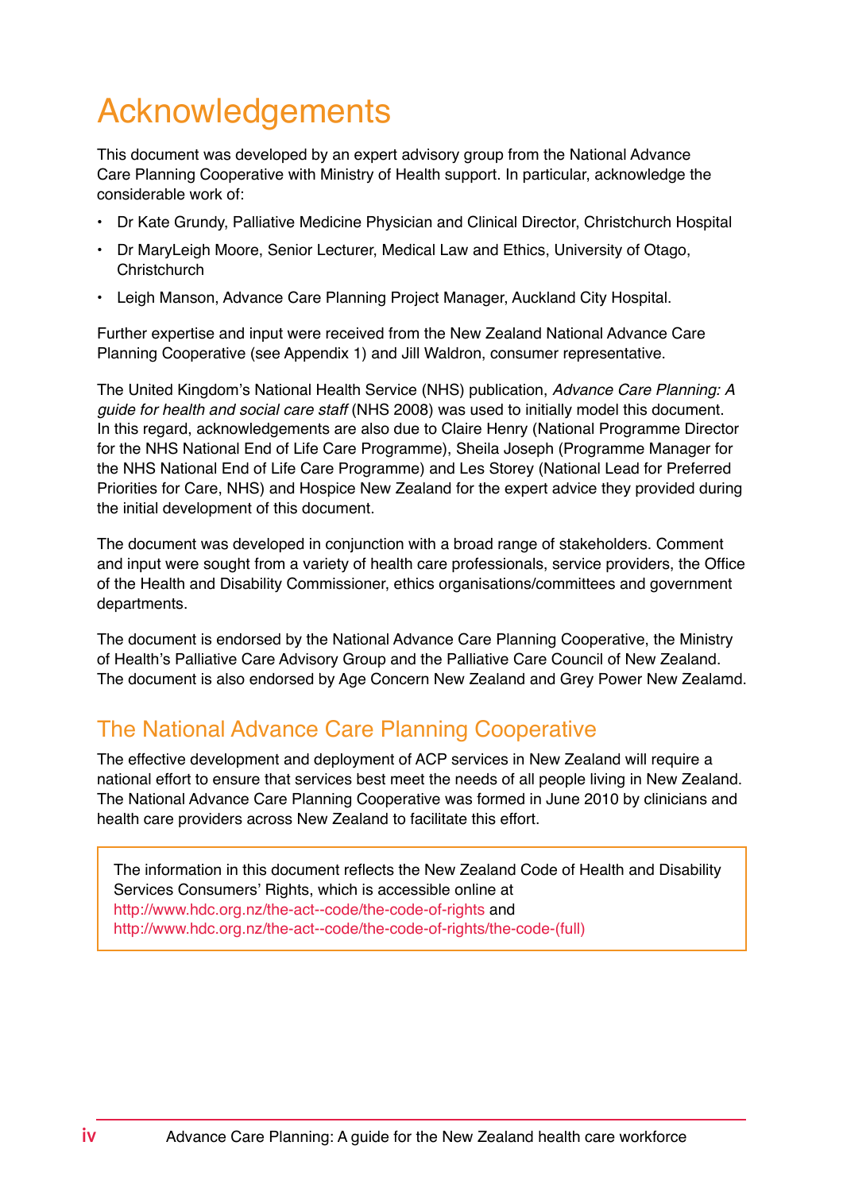# Acknowledgements

This document was developed by an expert advisory group from the National Advance Care Planning Cooperative with Ministry of Health support. In particular, acknowledge the considerable work of:

- Dr Kate Grundy, Palliative Medicine Physician and Clinical Director, Christchurch Hospital
- Dr MaryLeigh Moore, Senior Lecturer, Medical Law and Ethics, University of Otago, Christchurch
- Leigh Manson, Advance Care Planning Project Manager, Auckland City Hospital.

Further expertise and input were received from the New Zealand National Advance Care Planning Cooperative (see Appendix 1) and Jill Waldron, consumer representative.

The United Kingdom's National Health Service (NHS) publication, *Advance Care Planning: A guide for health and social care staff* (NHS 2008) was used to initially model this document. In this regard, acknowledgements are also due to Claire Henry (National Programme Director for the NHS National End of Life Care Programme), Sheila Joseph (Programme Manager for the NHS National End of Life Care Programme) and Les Storey (National Lead for Preferred Priorities for Care, NHS) and Hospice New Zealand for the expert advice they provided during the initial development of this document.

The document was developed in conjunction with a broad range of stakeholders. Comment and input were sought from a variety of health care professionals, service providers, the Office of the Health and Disability Commissioner, ethics organisations/committees and government departments.

The document is endorsed by the National Advance Care Planning Cooperative, the Ministry of Health's Palliative Care Advisory Group and the Palliative Care Council of New Zealand. The document is also endorsed by Age Concern New Zealand and Grey Power New Zealamd.

## The National Advance Care Planning Cooperative

The effective development and deployment of ACP services in New Zealand will require a national effort to ensure that services best meet the needs of all people living in New Zealand. The National Advance Care Planning Cooperative was formed in June 2010 by clinicians and health care providers across New Zealand to facilitate this effort.

> The information in this document reflects the New Zealand Code of Health and Disability Services Consumers' Rights, which is accessible online at http://www.hdc.org.nz/the-act--code/the-code-of-rights and http://www.hdc.org.nz/the-act--code/the-code-of-rights/the-code-(full)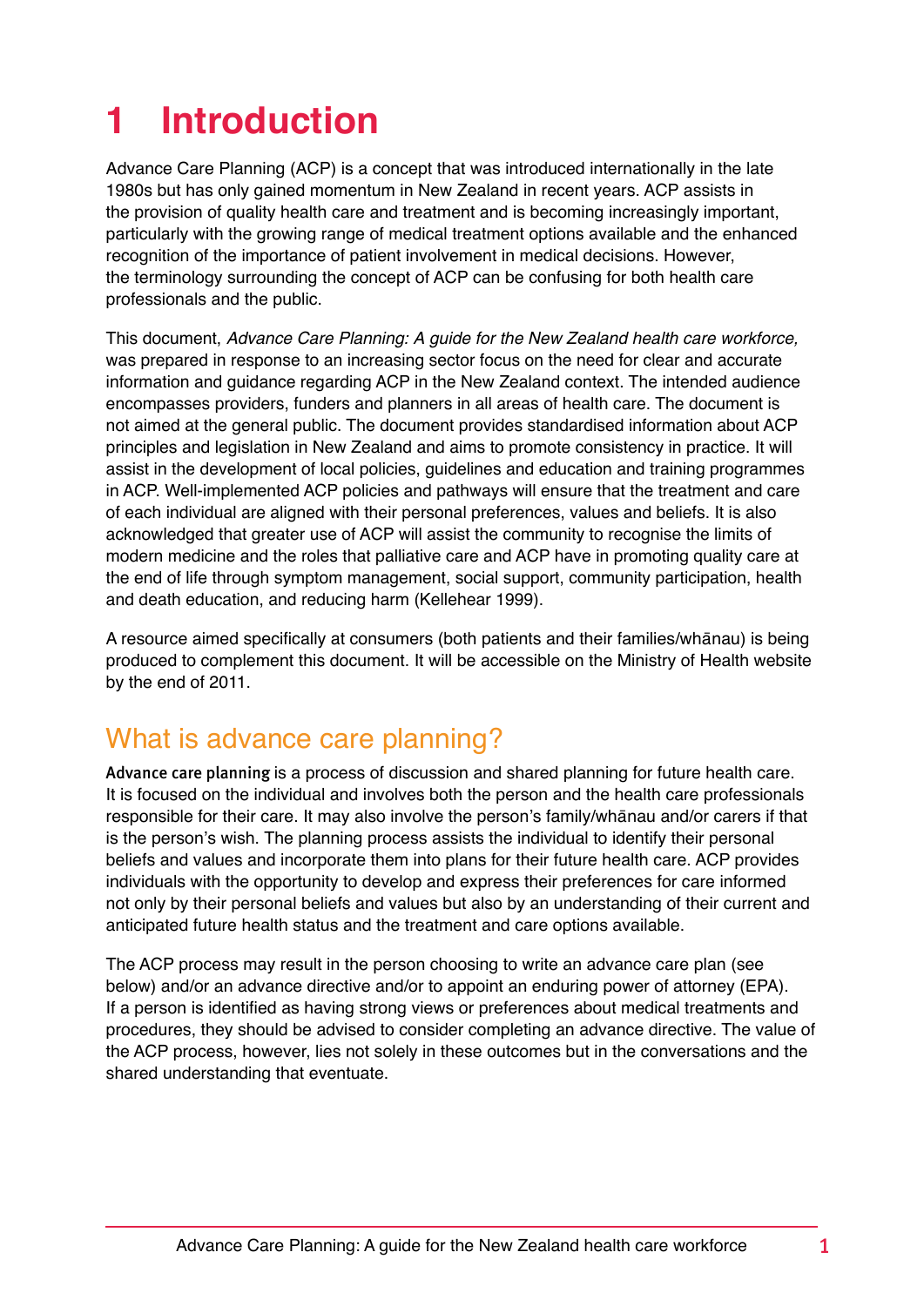# 1 Introduction

Advance Care Planning (ACP) is a concept that was introduced internationally in the late 1980s but has only gained momentum in New Zealand in recent years. ACP assists in the provision of quality health care and treatment and is becoming increasingly important, particularly with the growing range of medical treatment options available and the enhanced recognition of the importance of patient involvement in medical decisions. However, the terminology surrounding the concept of ACP can be confusing for both health care professionals and the public.

This document, *Advance Care Planning: A guide for the New Zealand health care workforce,* was prepared in response to an increasing sector focus on the need for clear and accurate information and guidance regarding ACP in the New Zealand context. The intended audience encompasses providers, funders and planners in all areas of health care. The document is not aimed at the general public. The document provides standardised information about ACP principles and legislation in New Zealand and aims to promote consistency in practice. It will assist in the development of local policies, guidelines and education and training programmes in ACP. Well-implemented ACP policies and pathways will ensure that the treatment and care of each individual are aligned with their personal preferences, values and beliefs. It is also acknowledged that greater use of ACP will assist the community to recognise the limits of modern medicine and the roles that palliative care and ACP have in promoting quality care at the end of life through symptom management, social support, community participation, health and death education, and reducing harm (Kellehear 1999).

A resource aimed specifically at consumers (both patients and their families/whānau) is being produced to complement this document. It will be accessible on the Ministry of Health website by the end of 2011.

## What is advance care planning?

**Advance care planning** is a process of discussion and shared planning for future health care. It is focused on the individual and involves both the person and the health care professionals responsible for their care. It may also involve the person's family/whānau and/or carers if that is the person's wish. The planning process assists the individual to identify their personal beliefs and values and incorporate them into plans for their future health care. ACP provides individuals with the opportunity to develop and express their preferences for care informed not only by their personal beliefs and values but also by an understanding of their current and anticipated future health status and the treatment and care options available.

The ACP process may result in the person choosing to write an advance care plan (see below) and/or an advance directive and/or to appoint an enduring power of attorney (EPA). If a person is identified as having strong views or preferences about medical treatments and procedures, they should be advised to consider completing an advance directive. The value of the ACP process, however, lies not solely in these outcomes but in the conversations and the shared understanding that eventuate.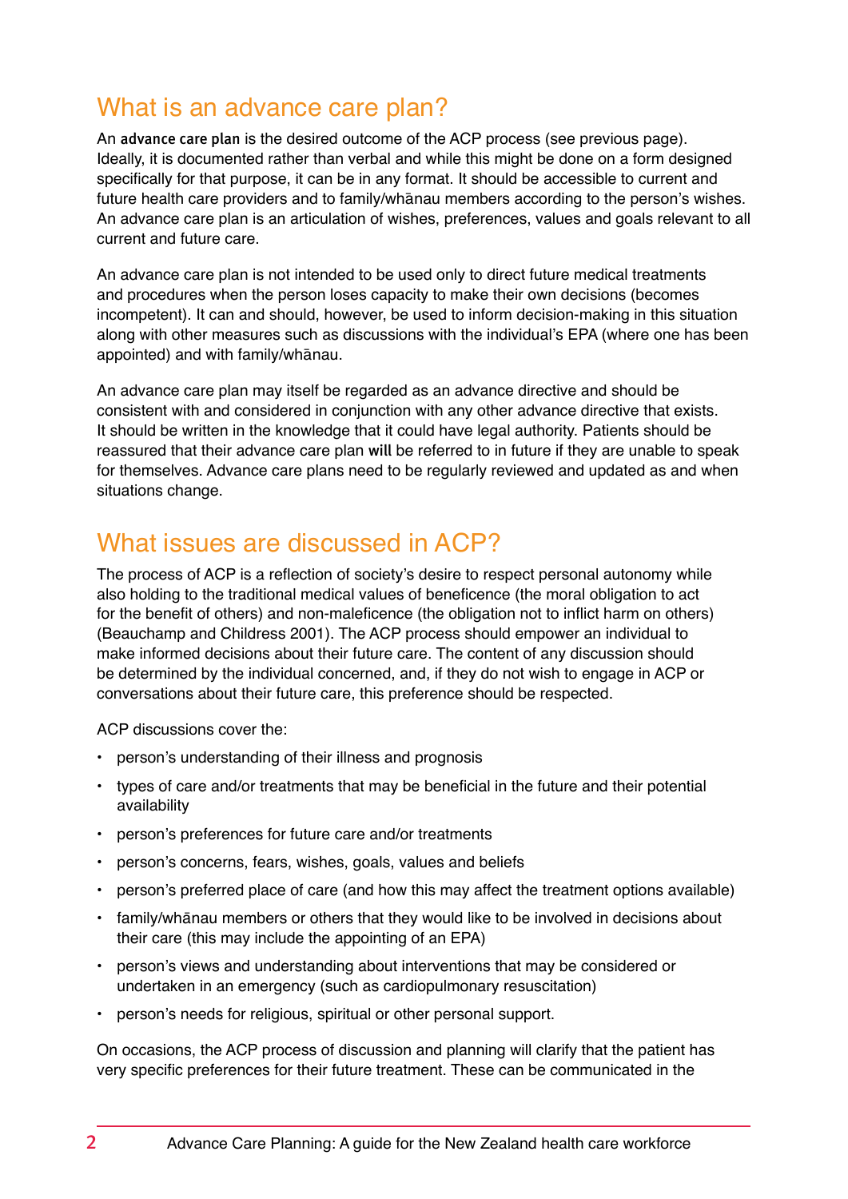## What is an advance care plan?

An **advance care plan** is the desired outcome of the ACP process (see previous page). Ideally, it is documented rather than verbal and while this might be done on a form designed specifically for that purpose, it can be in any format. It should be accessible to current and future health care providers and to family/whānau members according to the person's wishes. An advance care plan is an articulation of wishes, preferences, values and goals relevant to all current and future care.

An advance care plan is not intended to be used only to direct future medical treatments and procedures when the person loses capacity to make their own decisions (becomes incompetent). It can and should, however, be used to inform decision-making in this situation along with other measures such as discussions with the individual's EPA (where one has been appointed) and with family/whānau.

An advance care plan may itself be regarded as an advance directive and should be consistent with and considered in conjunction with any other advance directive that exists. It should be written in the knowledge that it could have legal authority. Patients should be reassured that their advance care plan **will** be referred to in future if they are unable to speak for themselves. Advance care plans need to be regularly reviewed and updated as and when situations change.

## What issues are discussed in ACP?

The process of ACP is a reflection of society's desire to respect personal autonomy while also holding to the traditional medical values of beneficence (the moral obligation to act for the benefit of others) and non-maleficence (the obligation not to inflict harm on others) (Beauchamp and Childress 2001). The ACP process should empower an individual to make informed decisions about their future care. The content of any discussion should be determined by the individual concerned, and, if they do not wish to engage in ACP or conversations about their future care, this preference should be respected.

ACP discussions cover the:

- person's understanding of their illness and prognosis
- types of care and/or treatments that may be beneficial in the future and their potential availability
- person's preferences for future care and/or treatments
- person's concerns, fears, wishes, goals, values and beliefs
- person's preferred place of care (and how this may affect the treatment options available)
- family/whānau members or others that they would like to be involved in decisions about their care (this may include the appointing of an EPA)
- person's views and understanding about interventions that may be considered or undertaken in an emergency (such as cardiopulmonary resuscitation)
- person's needs for religious, spiritual or other personal support.

On occasions, the ACP process of discussion and planning will clarify that the patient has very specific preferences for their future treatment. These can be communicated in the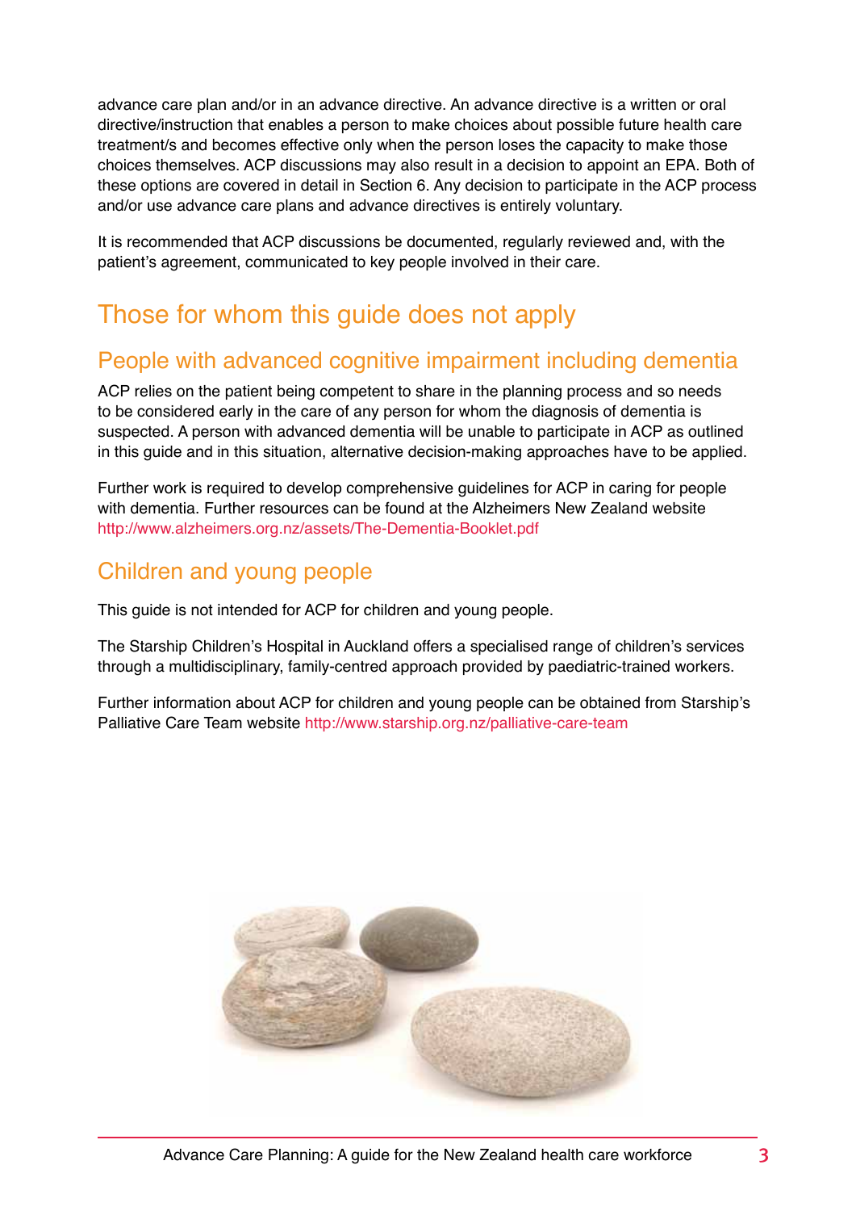advance care plan and/or in an advance directive. An advance directive is a written or oral directive/instruction that enables a person to make choices about possible future health care treatment/s and becomes effective only when the person loses the capacity to make those choices themselves. ACP discussions may also result in a decision to appoint an EPA. Both of these options are covered in detail in Section 6. Any decision to participate in the ACP process and/or use advance care plans and advance directives is entirely voluntary.

It is recommended that ACP discussions be documented, regularly reviewed and, with the patient's agreement, communicated to key people involved in their care.

## Those for whom this guide does not apply

### People with advanced cognitive impairment including dementia

ACP relies on the patient being competent to share in the planning process and so needs to be considered early in the care of any person for whom the diagnosis of dementia is suspected. A person with advanced dementia will be unable to participate in ACP as outlined in this guide and in this situation, alternative decision-making approaches have to be applied.

Further work is required to develop comprehensive guidelines for ACP in caring for people with dementia. Further resources can be found at the Alzheimers New Zealand website http://www.alzheimers.org.nz/assets/The-Dementia-Booklet.pdf

### Children and young people

This guide is not intended for ACP for children and young people.

The Starship Children's Hospital in Auckland offers a specialised range of children's services through a multidisciplinary, family-centred approach provided by paediatric-trained workers.

Further information about ACP for children and young people can be obtained from Starship's Palliative Care Team website http://www.starship.org.nz/palliative-care-team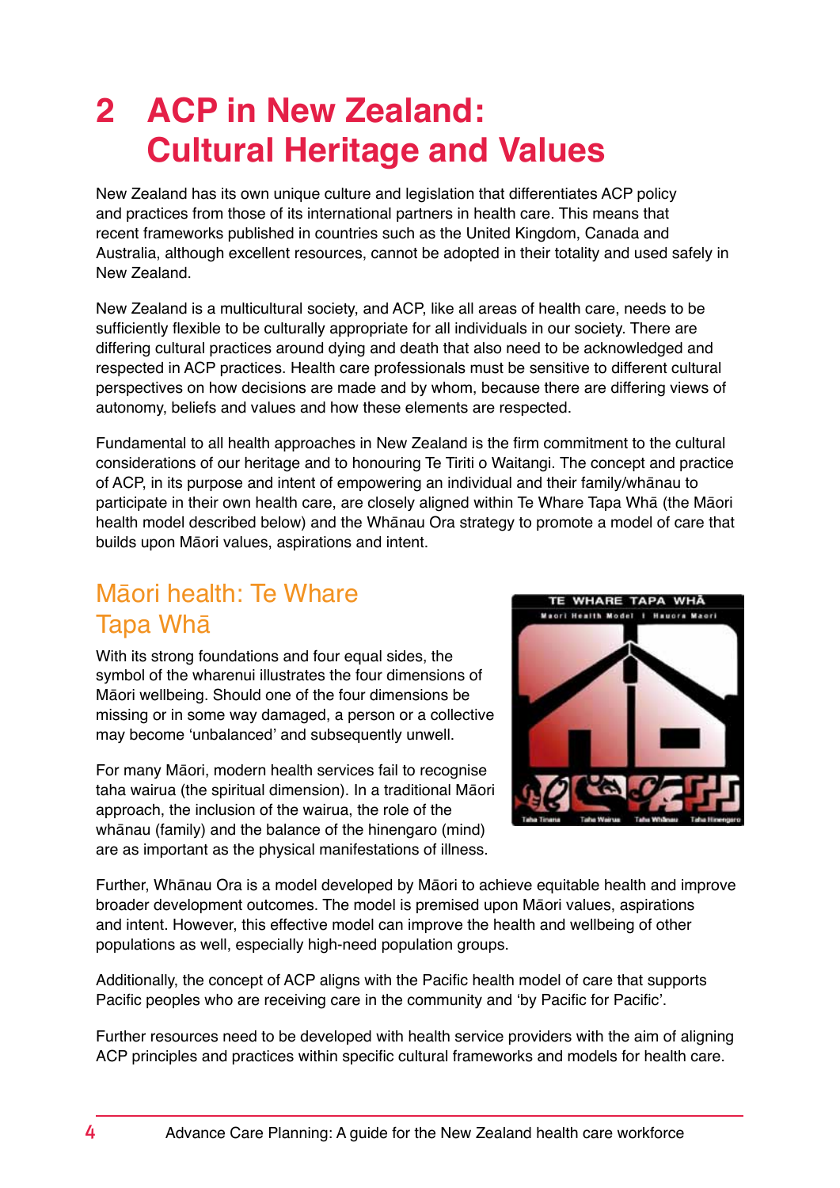# 2 ACP in New Zealand: Cultural Heritage and Values

New Zealand has its own unique culture and legislation that differentiates ACP policy and practices from those of its international partners in health care. This means that recent frameworks published in countries such as the United Kingdom, Canada and Australia, although excellent resources, cannot be adopted in their totality and used safely in New Zealand.

New Zealand is a multicultural society, and ACP, like all areas of health care, needs to be sufficiently flexible to be culturally appropriate for all individuals in our society. There are differing cultural practices around dying and death that also need to be acknowledged and respected in ACP practices. Health care professionals must be sensitive to different cultural perspectives on how decisions are made and by whom, because there are differing views of autonomy, beliefs and values and how these elements are respected.

Fundamental to all health approaches in New Zealand is the firm commitment to the cultural considerations of our heritage and to honouring Te Tiriti o Waitangi. The concept and practice of ACP, in its purpose and intent of empowering an individual and their family/whānau to participate in their own health care, are closely aligned within Te Whare Tapa Whā (the Māori health model described below) and the Whānau Ora strategy to promote a model of care that builds upon Māori values, aspirations and intent.

## Māori health: Te Whare Tapa Whā

With its strong foundations and four equal sides, the symbol of the wharenui illustrates the four dimensions of Māori wellbeing. Should one of the four dimensions be missing or in some way damaged, a person or a collective may become 'unbalanced' and subsequently unwell.

For many Māori, modern health services fail to recognise taha wairua (the spiritual dimension). In a traditional Māori approach, the inclusion of the wairua, the role of the whānau (family) and the balance of the hinengaro (mind) are as important as the physical manifestations of illness.

Further, Whānau Ora is a model developed by Māori to achieve equitable health and improve broader development outcomes. The model is premised upon Māori values, aspirations and intent. However, this effective model can improve the health and wellbeing of other populations as well, especially high-need population groups.

Additionally, the concept of ACP aligns with the Pacific health model of care that supports Pacific peoples who are receiving care in the community and 'by Pacific for Pacific'.

Further resources need to be developed with health service providers with the aim of aligning ACP principles and practices within specific cultural frameworks and models for health care.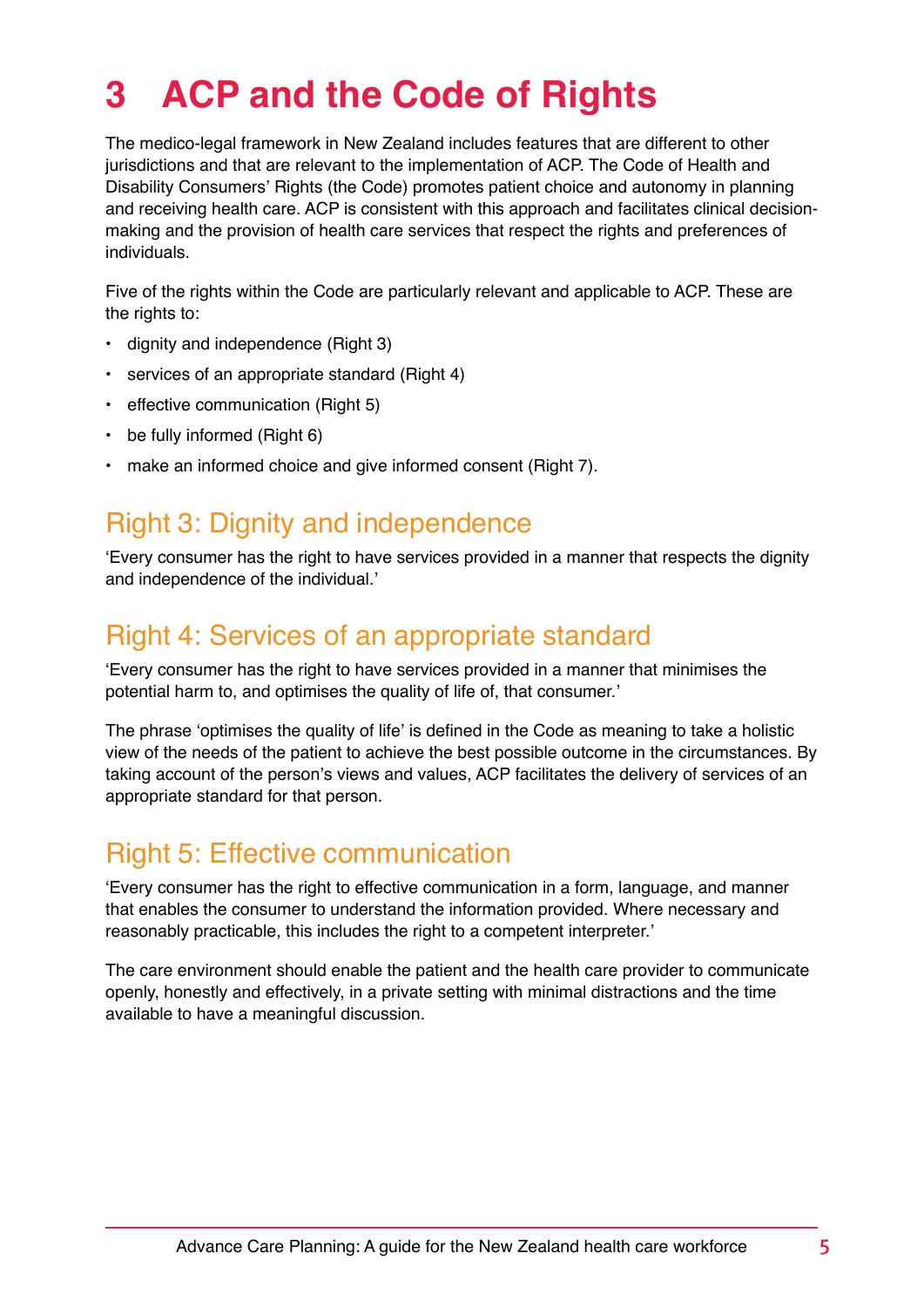# 3 ACP and the Code of Rights

The medico-legal framework in New Zealand includes features that are different to other jurisdictions and that are relevant to the implementation of ACP. The Code of Health and Disability Consumers' Rights (the Code) promotes patient choice and autonomy in planning and receiving health care. ACP is consistent with this approach and facilitates clinical decision-making and the provision of health care services that respect the rights and preferences of individuals.

Five of the rights within the Code are particularly relevant and applicable to ACP. These are the rights to:

- dignity and independence (Right 3)
- services of an appropriate standard (Right 4)
- effective communication (Right 5)
- be fully informed (Right 6)
- make an informed choice and give informed consent (Right 7).

## Right 3: Dignity and independence

'Every consumer has the right to have services provided in a manner that respects the dignity and independence of the individual.'

## Right 4: Services of an appropriate standard

'Every consumer has the right to have services provided in a manner that minimises the potential harm to, and optimises the quality of life of, that consumer.'

The phrase 'optimises the quality of life' is defined in the Code as meaning to take a holistic view of the needs of the patient to achieve the best possible outcome in the circumstances. By taking account of the person's views and values, ACP facilitates the delivery of services of an appropriate standard for that person.

## Right 5: Effective communication

'Every consumer has the right to effective communication in a form, language, and manner that enables the consumer to understand the information provided. Where necessary and reasonably practicable, this includes the right to a competent interpreter.'

The care environment should enable the patient and the health care provider to communicate openly, honestly and effectively, in a private setting with minimal distractions and the time available to have a meaningful discussion.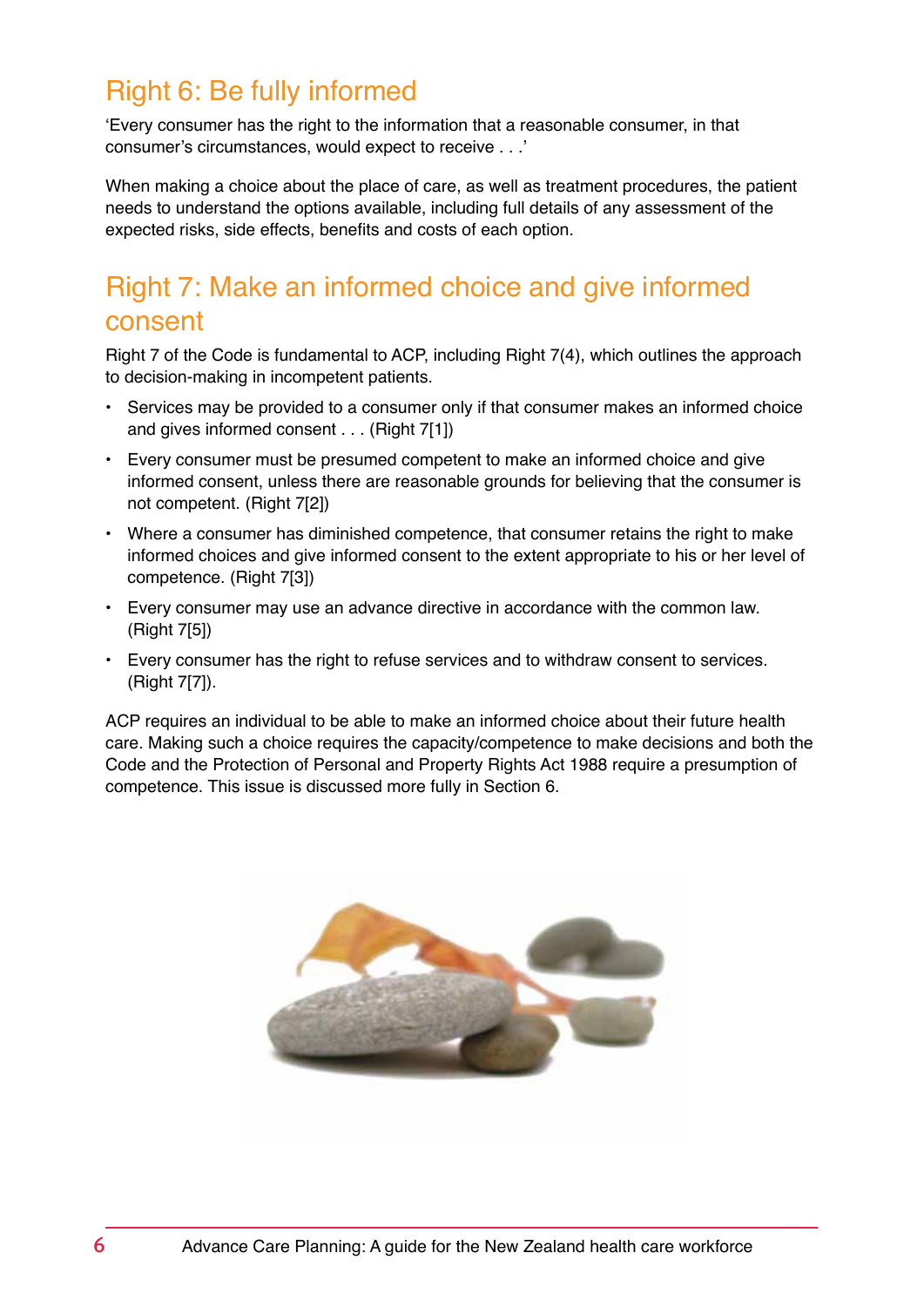## Right 6: Be fully informed

'Every consumer has the right to the information that a reasonable consumer, in that consumer's circumstances, would expect to receive . . .'

When making a choice about the place of care, as well as treatment procedures, the patient needs to understand the options available, including full details of any assessment of the expected risks, side effects, benefits and costs of each option.

## Right 7: Make an informed choice and give informed consent

Right 7 of the Code is fundamental to ACP, including Right 7(4), which outlines the approach to decision-making in incompetent patients.

- Services may be provided to a consumer only if that consumer makes an informed choice and gives informed consent . . . (Right 7[1])
- Every consumer must be presumed competent to make an informed choice and give informed consent, unless there are reasonable grounds for believing that the consumer is not competent. (Right 7[2])
- Where a consumer has diminished competence, that consumer retains the right to make informed choices and give informed consent to the extent appropriate to his or her level of competence. (Right 7[3])
- Every consumer may use an advance directive in accordance with the common law. (Right 7[5])
- Every consumer has the right to refuse services and to withdraw consent to services. (Right 7[7]).

ACP requires an individual to be able to make an informed choice about their future health care. Making such a choice requires the capacity/competence to make decisions and both the Code and the Protection of Personal and Property Rights Act 1988 require a presumption of competence. This issue is discussed more fully in Section 6.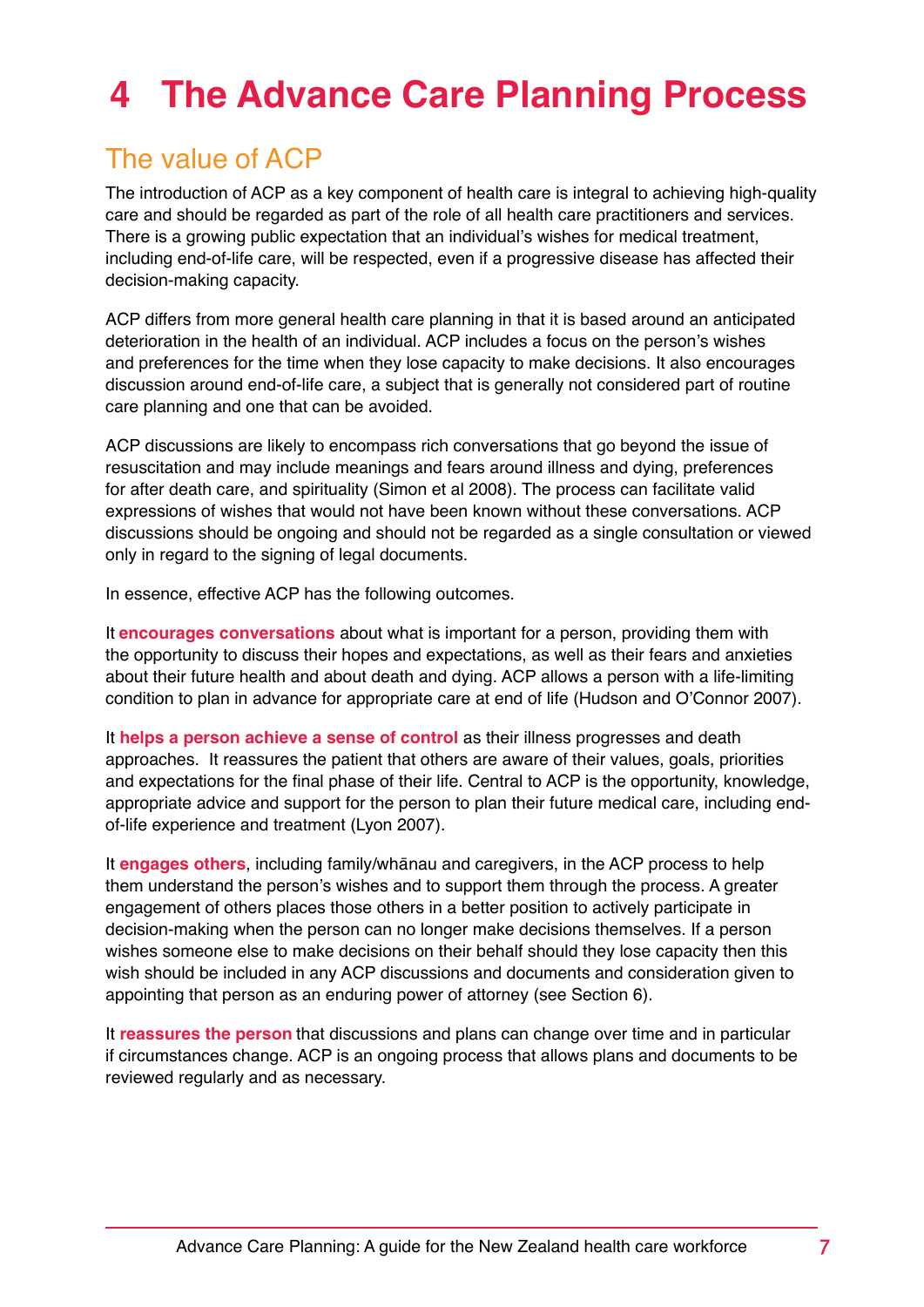# 4 The Advance Care Planning Process

## The value of ACP

The introduction of ACP as a key component of health care is integral to achieving high-quality care and should be regarded as part of the role of all health care practitioners and services. There is a growing public expectation that an individual's wishes for medical treatment, including end-of-life care, will be respected, even if a progressive disease has affected their decision-making capacity.

ACP differs from more general health care planning in that it is based around an anticipated deterioration in the health of an individual. ACP includes a focus on the person's wishes and preferences for the time when they lose capacity to make decisions. It also encourages discussion around end-of-life care, a subject that is generally not considered part of routine care planning and one that can be avoided.

ACP discussions are likely to encompass rich conversations that go beyond the issue of resuscitation and may include meanings and fears around illness and dying, preferences for after death care, and spirituality (Simon et al 2008). The process can facilitate valid expressions of wishes that would not have been known without these conversations. ACP discussions should be ongoing and should not be regarded as a single consultation or viewed only in regard to the signing of legal documents.

In essence, effective ACP has the following outcomes.

It **encourages conversations** about what is important for a person, providing them with the opportunity to discuss their hopes and expectations, as well as their fears and anxieties about their future health and about death and dying. ACP allows a person with a life-limiting condition to plan in advance for appropriate care at end of life (Hudson and O'Connor 2007).

It **helps a person achieve a sense of control** as their illness progresses and death approaches. It reassures the patient that others are aware of their values, goals, priorities and expectations for the final phase of their life. Central to ACP is the opportunity, knowledge, appropriate advice and support for the person to plan their future medical care, including end-of-life experience and treatment (Lyon 2007).

It **engages others**, including family/whānau and caregivers, in the ACP process to help them understand the person's wishes and to support them through the process. A greater engagement of others places those others in a better position to actively participate in decision-making when the person can no longer make decisions themselves. If a person wishes someone else to make decisions on their behalf should they lose capacity then this wish should be included in any ACP discussions and documents and consideration given to appointing that person as an enduring power of attorney (see Section 6).

It **reassures the person** that discussions and plans can change over time and in particular if circumstances change. ACP is an ongoing process that allows plans and documents to be reviewed regularly and as necessary.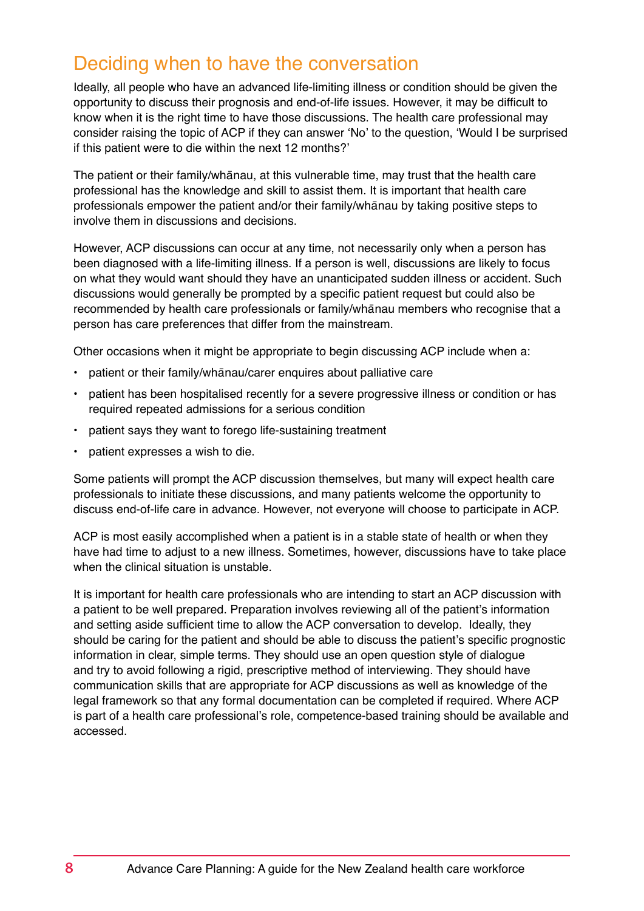## Deciding when to have the conversation

Ideally, all people who have an advanced life-limiting illness or condition should be given the opportunity to discuss their prognosis and end-of-life issues. However, it may be difficult to know when it is the right time to have those discussions. The health care professional may consider raising the topic of ACP if they can answer 'No' to the question, 'Would I be surprised if this patient were to die within the next 12 months?'

The patient or their family/whānau, at this vulnerable time, may trust that the health care professional has the knowledge and skill to assist them. It is important that health care professionals empower the patient and/or their family/whānau by taking positive steps to involve them in discussions and decisions.

However, ACP discussions can occur at any time, not necessarily only when a person has been diagnosed with a life-limiting illness. If a person is well, discussions are likely to focus on what they would want should they have an unanticipated sudden illness or accident. Such discussions would generally be prompted by a specific patient request but could also be recommended by health care professionals or family/whānau members who recognise that a person has care preferences that differ from the mainstream.

Other occasions when it might be appropriate to begin discussing ACP include when a:

- patient or their family/whānau/carer enquires about palliative care
- patient has been hospitalised recently for a severe progressive illness or condition or has required repeated admissions for a serious condition
- patient says they want to forego life-sustaining treatment
- patient expresses a wish to die.

Some patients will prompt the ACP discussion themselves, but many will expect health care professionals to initiate these discussions, and many patients welcome the opportunity to discuss end-of-life care in advance. However, not everyone will choose to participate in ACP.

ACP is most easily accomplished when a patient is in a stable state of health or when they have had time to adjust to a new illness. Sometimes, however, discussions have to take place when the clinical situation is unstable.

It is important for health care professionals who are intending to start an ACP discussion with a patient to be well prepared. Preparation involves reviewing all of the patient's information and setting aside sufficient time to allow the ACP conversation to develop. Ideally, they should be caring for the patient and should be able to discuss the patient's specific prognostic information in clear, simple terms. They should use an open question style of dialogue and try to avoid following a rigid, prescriptive method of interviewing. They should have communication skills that are appropriate for ACP discussions as well as knowledge of the legal framework so that any formal documentation can be completed if required. Where ACP is part of a health care professional's role, competence-based training should be available and accessed.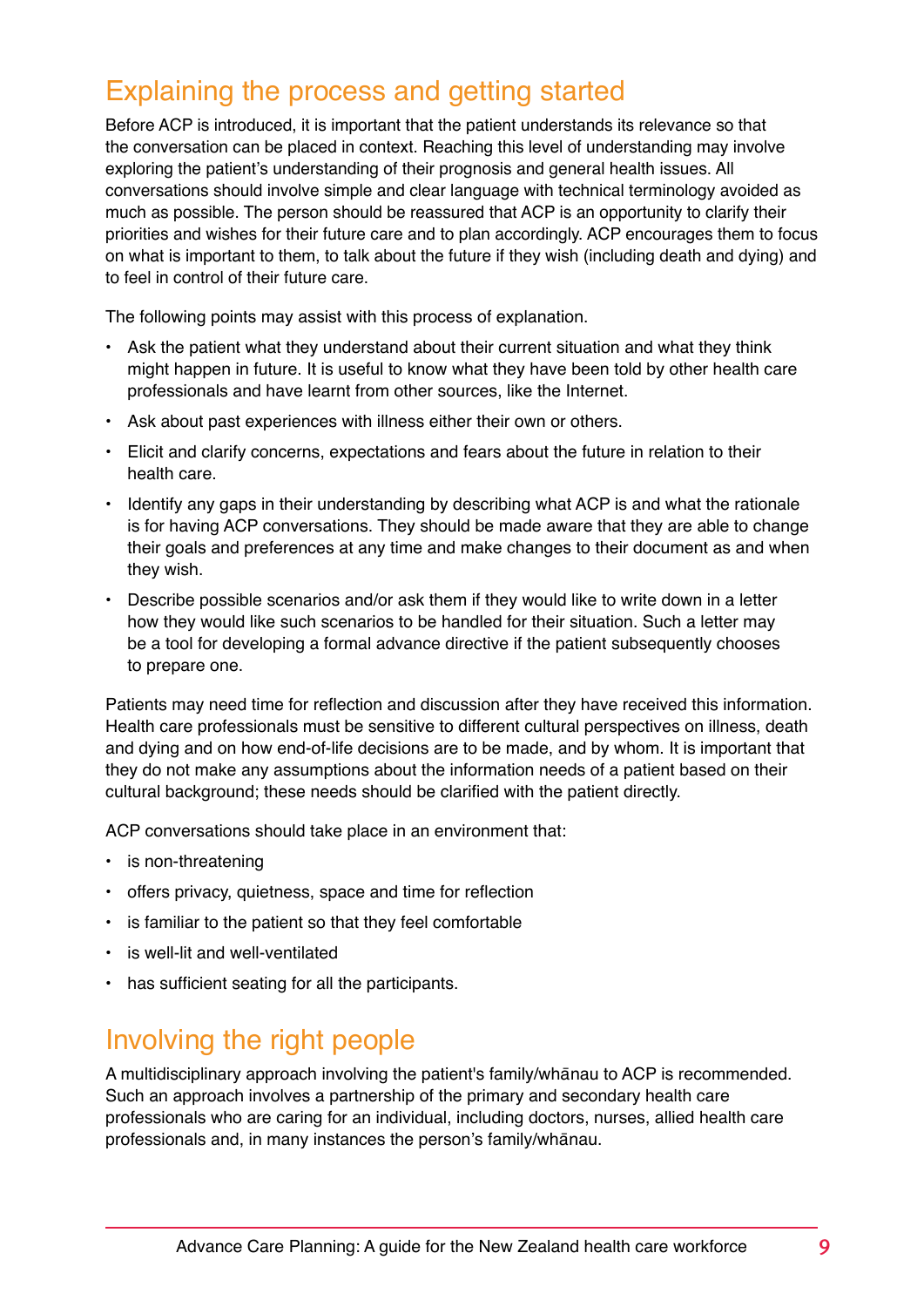## Explaining the process and getting started

Before ACP is introduced, it is important that the patient understands its relevance so that the conversation can be placed in context. Reaching this level of understanding may involve exploring the patient's understanding of their prognosis and general health issues. All conversations should involve simple and clear language with technical terminology avoided as much as possible. The person should be reassured that ACP is an opportunity to clarify their priorities and wishes for their future care and to plan accordingly. ACP encourages them to focus on what is important to them, to talk about the future if they wish (including death and dying) and to feel in control of their future care.

The following points may assist with this process of explanation.

- Ask the patient what they understand about their current situation and what they think might happen in future. It is useful to know what they have been told by other health care professionals and have learnt from other sources, like the Internet.
- Ask about past experiences with illness either their own or others.
- Elicit and clarify concerns, expectations and fears about the future in relation to their health care.
- Identify any gaps in their understanding by describing what ACP is and what the rationale is for having ACP conversations. They should be made aware that they are able to change their goals and preferences at any time and make changes to their document as and when they wish.
- Describe possible scenarios and/or ask them if they would like to write down in a letter how they would like such scenarios to be handled for their situation. Such a letter may be a tool for developing a formal advance directive if the patient subsequently chooses to prepare one.

Patients may need time for reflection and discussion after they have received this information. Health care professionals must be sensitive to different cultural perspectives on illness, death and dying and on how end-of-life decisions are to be made, and by whom. It is important that they do not make any assumptions about the information needs of a patient based on their cultural background; these needs should be clarified with the patient directly.

ACP conversations should take place in an environment that:

- is non-threatening
- offers privacy, quietness, space and time for reflection
- is familiar to the patient so that they feel comfortable
- is well-lit and well-ventilated
- has sufficient seating for all the participants.

## Involving the right people

A multidisciplinary approach involving the patient's family/whānau to ACP is recommended. Such an approach involves a partnership of the primary and secondary health care professionals who are caring for an individual, including doctors, nurses, allied health care professionals and, in many instances the person's family/whānau.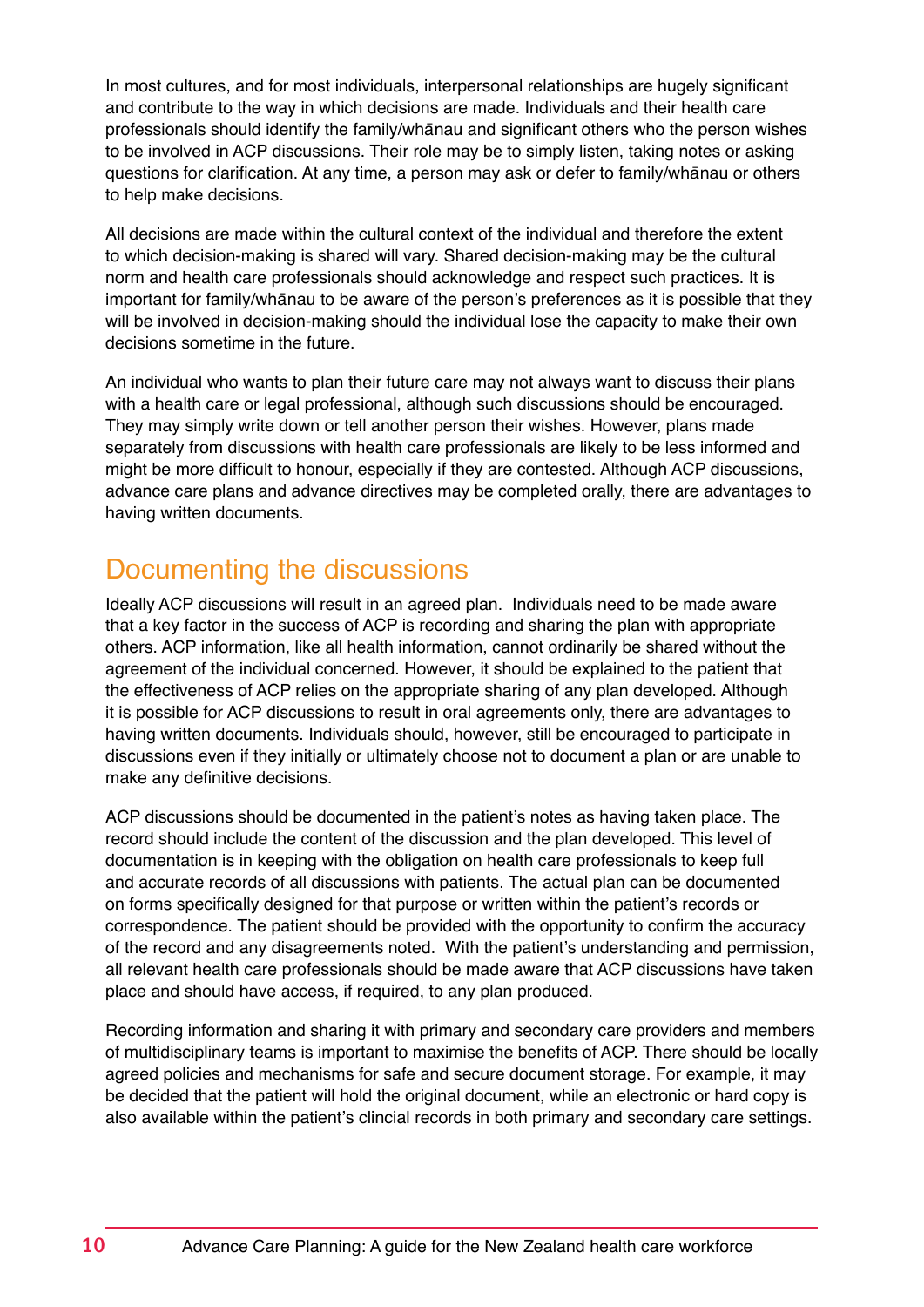In most cultures, and for most individuals, interpersonal relationships are hugely significant and contribute to the way in which decisions are made. Individuals and their health care professionals should identify the family/whānau and significant others who the person wishes to be involved in ACP discussions. Their role may be to simply listen, taking notes or asking questions for clarification. At any time, a person may ask or defer to family/whānau or others to help make decisions.

All decisions are made within the cultural context of the individual and therefore the extent to which decision-making is shared will vary. Shared decision-making may be the cultural norm and health care professionals should acknowledge and respect such practices. It is important for family/whānau to be aware of the person's preferences as it is possible that they will be involved in decision-making should the individual lose the capacity to make their own decisions sometime in the future.

An individual who wants to plan their future care may not always want to discuss their plans with a health care or legal professional, although such discussions should be encouraged. They may simply write down or tell another person their wishes. However, plans made separately from discussions with health care professionals are likely to be less informed and might be more difficult to honour, especially if they are contested. Although ACP discussions, advance care plans and advance directives may be completed orally, there are advantages to having written documents.

## Documenting the discussions

Ideally ACP discussions will result in an agreed plan. Individuals need to be made aware that a key factor in the success of ACP is recording and sharing the plan with appropriate others. ACP information, like all health information, cannot ordinarily be shared without the agreement of the individual concerned. However, it should be explained to the patient that the effectiveness of ACP relies on the appropriate sharing of any plan developed. Although it is possible for ACP discussions to result in oral agreements only, there are advantages to having written documents. Individuals should, however, still be encouraged to participate in discussions even if they initially or ultimately choose not to document a plan or are unable to make any definitive decisions.

ACP discussions should be documented in the patient's notes as having taken place. The record should include the content of the discussion and the plan developed. This level of documentation is in keeping with the obligation on health care professionals to keep full and accurate records of all discussions with patients. The actual plan can be documented on forms specifically designed for that purpose or written within the patient's records or correspondence. The patient should be provided with the opportunity to confirm the accuracy of the record and any disagreements noted. With the patient's understanding and permission, all relevant health care professionals should be made aware that ACP discussions have taken place and should have access, if required, to any plan produced.

Recording information and sharing it with primary and secondary care providers and members of multidisciplinary teams is important to maximise the benefits of ACP. There should be locally agreed policies and mechanisms for safe and secure document storage. For example, it may be decided that the patient will hold the original document, while an electronic or hard copy is also available within the patient's clincial records in both primary and secondary care settings.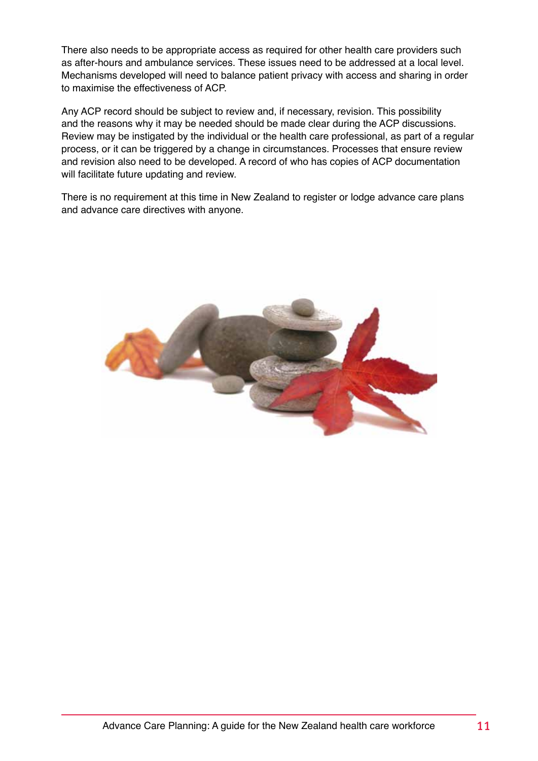There also needs to be appropriate access as required for other health care providers such as after-hours and ambulance services. These issues need to be addressed at a local level. Mechanisms developed will need to balance patient privacy with access and sharing in order to maximise the effectiveness of ACP.

Any ACP record should be subject to review and, if necessary, revision. This possibility and the reasons why it may be needed should be made clear during the ACP discussions. Review may be instigated by the individual or the health care professional, as part of a regular process, or it can be triggered by a change in circumstances. Processes that ensure review and revision also need to be developed. A record of who has copies of ACP documentation will facilitate future updating and review.

There is no requirement at this time in New Zealand to register or lodge advance care plans and advance care directives with anyone.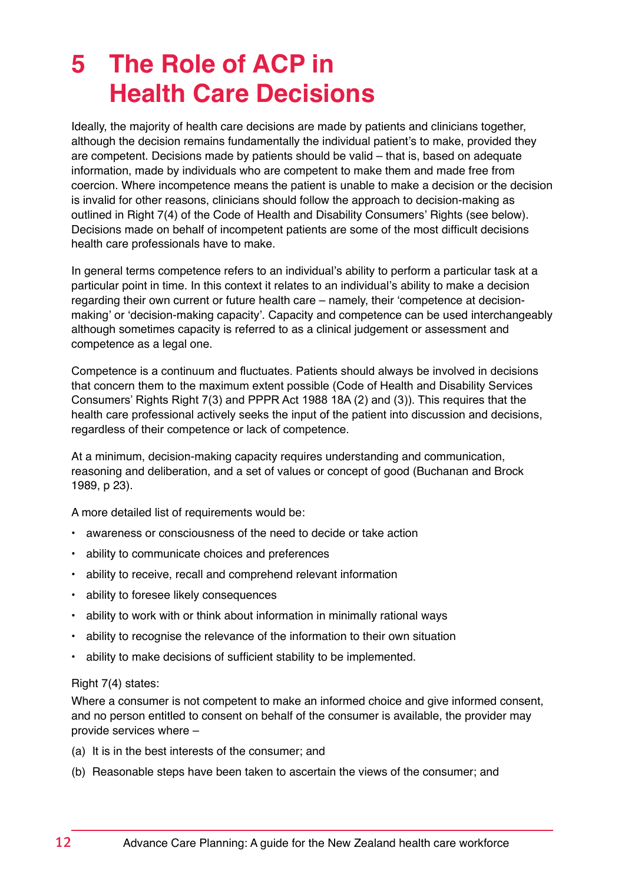# 5 The Role of ACP in Health Care Decisions

Ideally, the majority of health care decisions are made by patients and clinicians together, although the decision remains fundamentally the individual patient's to make, provided they are competent. Decisions made by patients should be valid – that is, based on adequate information, made by individuals who are competent to make them and made free from coercion. Where incompetence means the patient is unable to make a decision or the decision is invalid for other reasons, clinicians should follow the approach to decision-making as outlined in Right 7(4) of the Code of Health and Disability Consumers' Rights (see below). Decisions made on behalf of incompetent patients are some of the most difficult decisions health care professionals have to make.

In general terms competence refers to an individual's ability to perform a particular task at a particular point in time. In this context it relates to an individual's ability to make a decision regarding their own current or future health care – namely, their 'competence at decision-making' or 'decision-making capacity'. Capacity and competence can be used interchangeably although sometimes capacity is referred to as a clinical judgement or assessment and competence as a legal one.

Competence is a continuum and fluctuates. Patients should always be involved in decisions that concern them to the maximum extent possible (Code of Health and Disability Services Consumers' Rights Right 7(3) and PPPR Act 1988 18A (2) and (3)). This requires that the health care professional actively seeks the input of the patient into discussion and decisions, regardless of their competence or lack of competence.

At a minimum, decision-making capacity requires understanding and communication, reasoning and deliberation, and a set of values or concept of good (Buchanan and Brock 1989, p 23).

A more detailed list of requirements would be:

- awareness or consciousness of the need to decide or take action
- ability to communicate choices and preferences
- ability to receive, recall and comprehend relevant information
- ability to foresee likely consequences
- ability to work with or think about information in minimally rational ways
- ability to recognise the relevance of the information to their own situation
- ability to make decisions of sufficient stability to be implemented.

Right 7(4) states:

Where a consumer is not competent to make an informed choice and give informed consent, and no person entitled to consent on behalf of the consumer is available, the provider may provide services where –

(a) It is in the best interests of the consumer; and

(b) Reasonable steps have been taken to ascertain the views of the consumer; and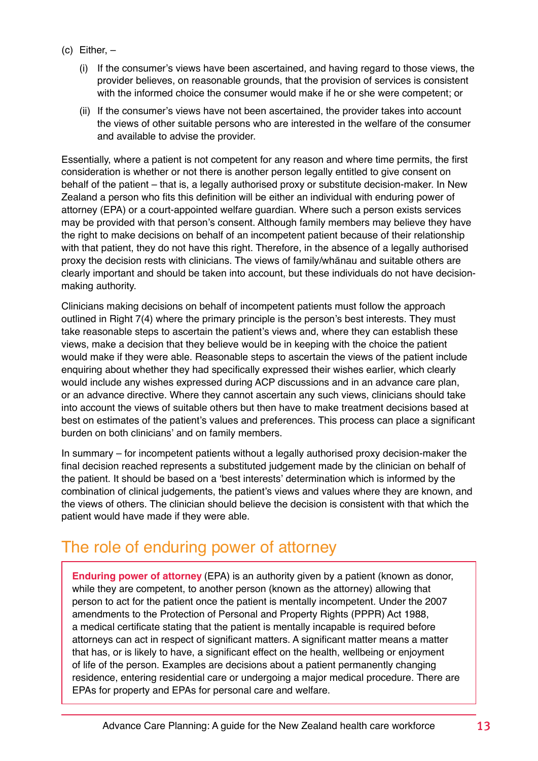(c) Either, –

   (i) If the consumer's views have been ascertained, and having regard to those views, the provider believes, on reasonable grounds, that the provision of services is consistent with the informed choice the consumer would make if he or she were competent; or

   (ii) If the consumer's views have not been ascertained, the provider takes into account the views of other suitable persons who are interested in the welfare of the consumer and available to advise the provider.

Essentially, where a patient is not competent for any reason and where time permits, the first consideration is whether or not there is another person legally entitled to give consent on behalf of the patient – that is, a legally authorised proxy or substitute decision-maker. In New Zealand a person who fits this definition will be either an individual with enduring power of attorney (EPA) or a court-appointed welfare guardian. Where such a person exists services may be provided with that person's consent. Although family members may believe they have the right to make decisions on behalf of an incompetent patient because of their relationship with that patient, they do not have this right. Therefore, in the absence of a legally authorised proxy the decision rests with clinicians. The views of family/whānau and suitable others are clearly important and should be taken into account, but these individuals do not have decision-making authority.

Clinicians making decisions on behalf of incompetent patients must follow the approach outlined in Right 7(4) where the primary principle is the person's best interests. They must take reasonable steps to ascertain the patient's views and, where they can establish these views, make a decision that they believe would be in keeping with the choice the patient would make if they were able. Reasonable steps to ascertain the views of the patient include enquiring about whether they had specifically expressed their wishes earlier, which clearly would include any wishes expressed during ACP discussions and in an advance care plan, or an advance directive. Where they cannot ascertain any such views, clinicians should take into account the views of suitable others but then have to make treatment decisions based at best on estimates of the patient's values and preferences. This process can place a significant burden on both clinicians' and on family members.

In summary – for incompetent patients without a legally authorised proxy decision-maker the final decision reached represents a substituted judgement made by the clinician on behalf of the patient. It should be based on a 'best interests' determination which is informed by the combination of clinical judgements, the patient's views and values where they are known, and the views of others. The clinician should believe the decision is consistent with that which the patient would have made if they were able.

## The role of enduring power of attorney

**Enduring power of attorney** (EPA) is an authority given by a patient (known as donor, while they are competent, to another person (known as the attorney) allowing that person to act for the patient once the patient is mentally incompetent. Under the 2007 amendments to the Protection of Personal and Property Rights (PPPR) Act 1988, a medical certificate stating that the patient is mentally incapable is required before attorneys can act in respect of significant matters. A significant matter means a matter that has, or is likely to have, a significant effect on the health, wellbeing or enjoyment of life of the person. Examples are decisions about a patient permanently changing residence, entering residential care or undergoing a major medical procedure. There are EPAs for property and EPAs for personal care and welfare.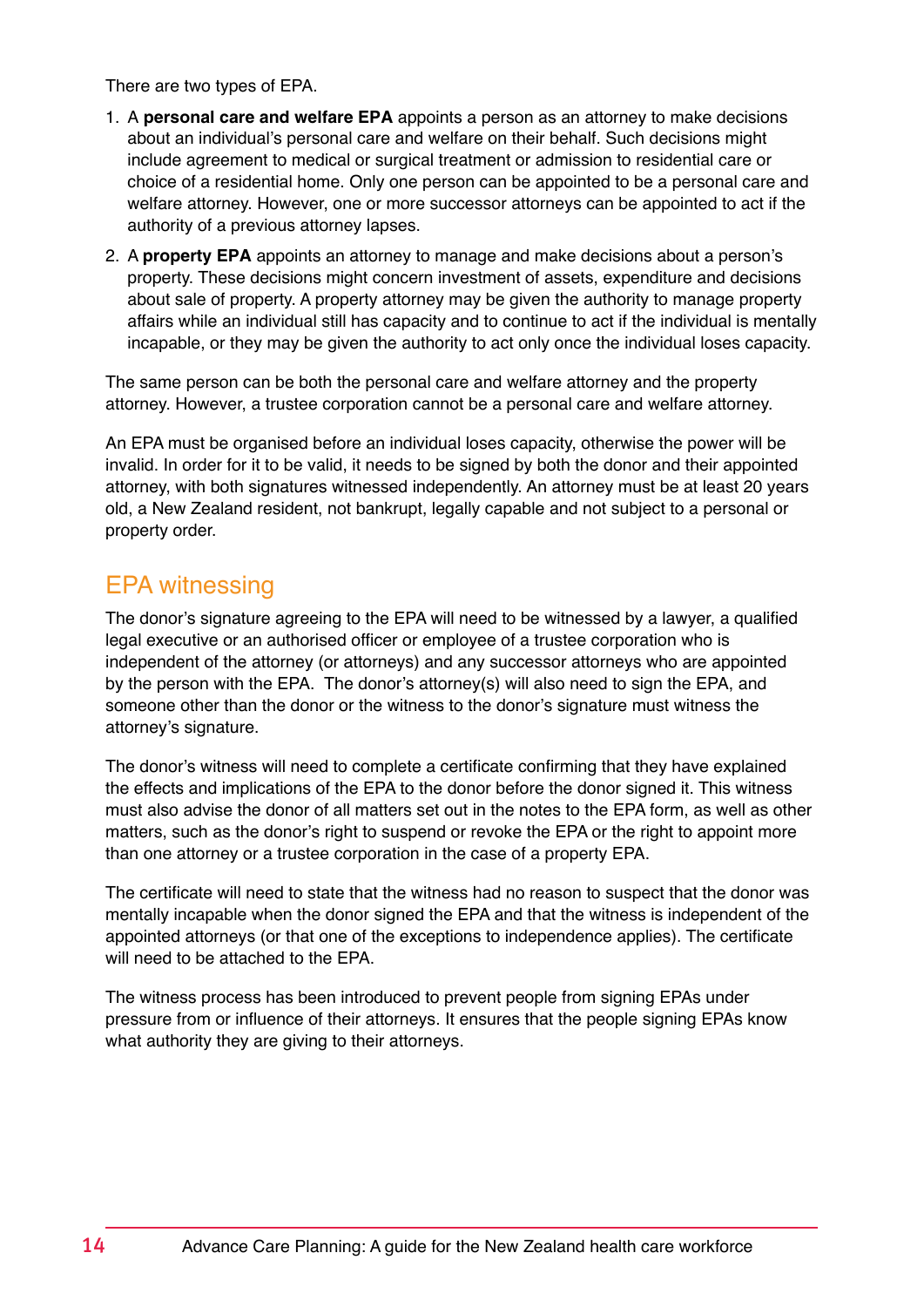There are two types of EPA.

1. A **personal care and welfare EPA** appoints a person as an attorney to make decisions about an individual's personal care and welfare on their behalf. Such decisions might include agreement to medical or surgical treatment or admission to residential care or choice of a residential home. Only one person can be appointed to be a personal care and welfare attorney. However, one or more successor attorneys can be appointed to act if the authority of a previous attorney lapses.
2. A **property EPA** appoints an attorney to manage and make decisions about a person's property. These decisions might concern investment of assets, expenditure and decisions about sale of property. A property attorney may be given the authority to manage property affairs while an individual still has capacity and to continue to act if the individual is mentally incapable, or they may be given the authority to act only once the individual loses capacity.

The same person can be both the personal care and welfare attorney and the property attorney. However, a trustee corporation cannot be a personal care and welfare attorney.

An EPA must be organised before an individual loses capacity, otherwise the power will be invalid. In order for it to be valid, it needs to be signed by both the donor and their appointed attorney, with both signatures witnessed independently. An attorney must be at least 20 years old, a New Zealand resident, not bankrupt, legally capable and not subject to a personal or property order.

## EPA witnessing

The donor's signature agreeing to the EPA will need to be witnessed by a lawyer, a qualified legal executive or an authorised officer or employee of a trustee corporation who is independent of the attorney (or attorneys) and any successor attorneys who are appointed by the person with the EPA. The donor's attorney(s) will also need to sign the EPA, and someone other than the donor or the witness to the donor's signature must witness the attorney's signature.

The donor's witness will need to complete a certificate confirming that they have explained the effects and implications of the EPA to the donor before the donor signed it. This witness must also advise the donor of all matters set out in the notes to the EPA form, as well as other matters, such as the donor's right to suspend or revoke the EPA or the right to appoint more than one attorney or a trustee corporation in the case of a property EPA.

The certificate will need to state that the witness had no reason to suspect that the donor was mentally incapable when the donor signed the EPA and that the witness is independent of the appointed attorneys (or that one of the exceptions to independence applies). The certificate will need to be attached to the EPA.

The witness process has been introduced to prevent people from signing EPAs under pressure from or influence of their attorneys. It ensures that the people signing EPAs know what authority they are giving to their attorneys.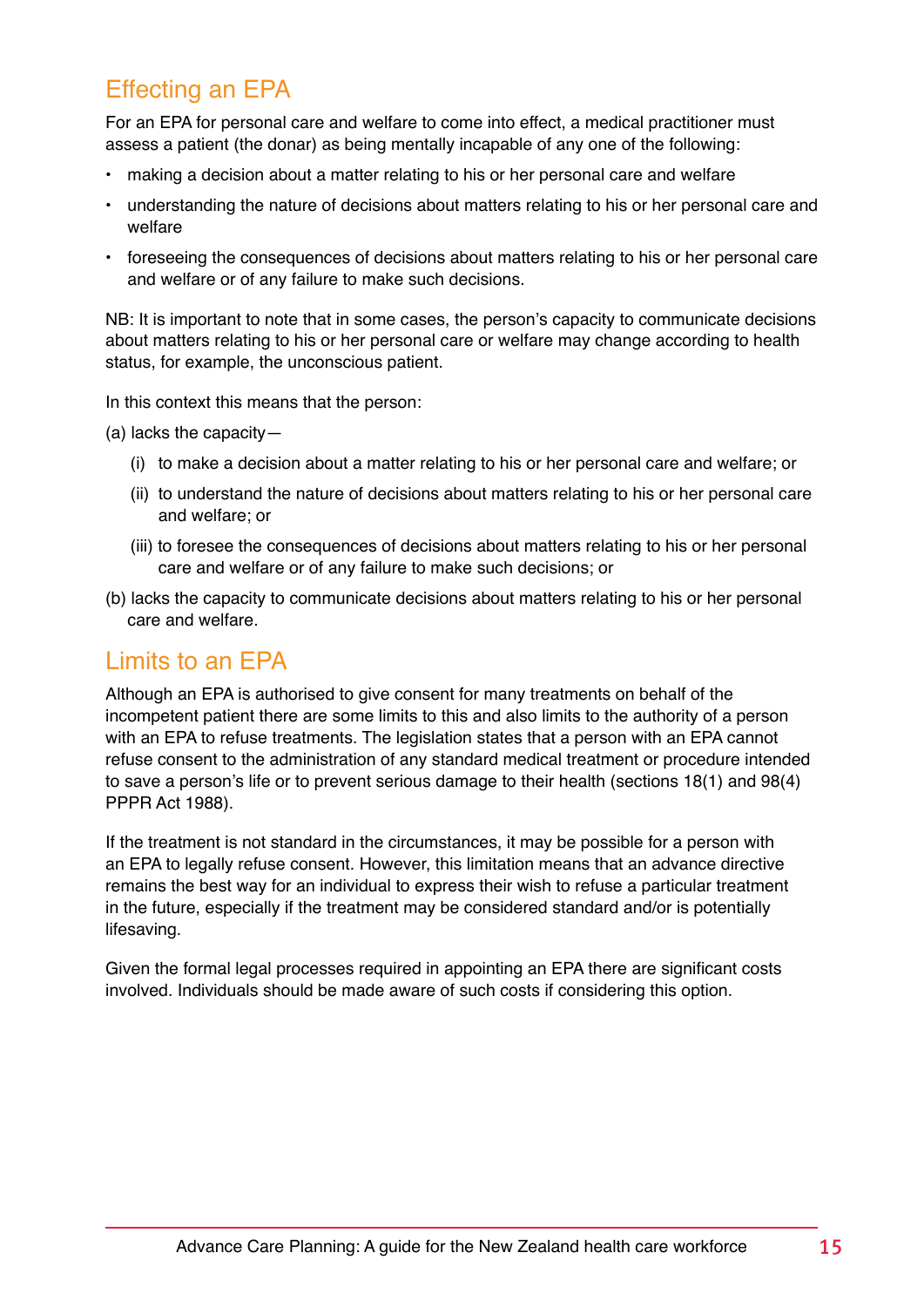## Effecting an EPA

For an EPA for personal care and welfare to come into effect, a medical practitioner must assess a patient (the donar) as being mentally incapable of any one of the following:

- making a decision about a matter relating to his or her personal care and welfare
- understanding the nature of decisions about matters relating to his or her personal care and welfare
- foreseeing the consequences of decisions about matters relating to his or her personal care and welfare or of any failure to make such decisions.

NB: It is important to note that in some cases, the person's capacity to communicate decisions about matters relating to his or her personal care or welfare may change according to health status, for example, the unconscious patient.

In this context this means that the person:

(a) lacks the capacity—

- (i) to make a decision about a matter relating to his or her personal care and welfare; or
- (ii) to understand the nature of decisions about matters relating to his or her personal care and welfare; or
- (iii) to foresee the consequences of decisions about matters relating to his or her personal care and welfare or of any failure to make such decisions; or

(b) lacks the capacity to communicate decisions about matters relating to his or her personal care and welfare.

## Limits to an EPA

Although an EPA is authorised to give consent for many treatments on behalf of the incompetent patient there are some limits to this and also limits to the authority of a person with an EPA to refuse treatments. The legislation states that a person with an EPA cannot refuse consent to the administration of any standard medical treatment or procedure intended to save a person's life or to prevent serious damage to their health (sections 18(1) and 98(4) PPPR Act 1988).

If the treatment is not standard in the circumstances, it may be possible for a person with an EPA to legally refuse consent. However, this limitation means that an advance directive remains the best way for an individual to express their wish to refuse a particular treatment in the future, especially if the treatment may be considered standard and/or is potentially lifesaving.

Given the formal legal processes required in appointing an EPA there are significant costs involved. Individuals should be made aware of such costs if considering this option.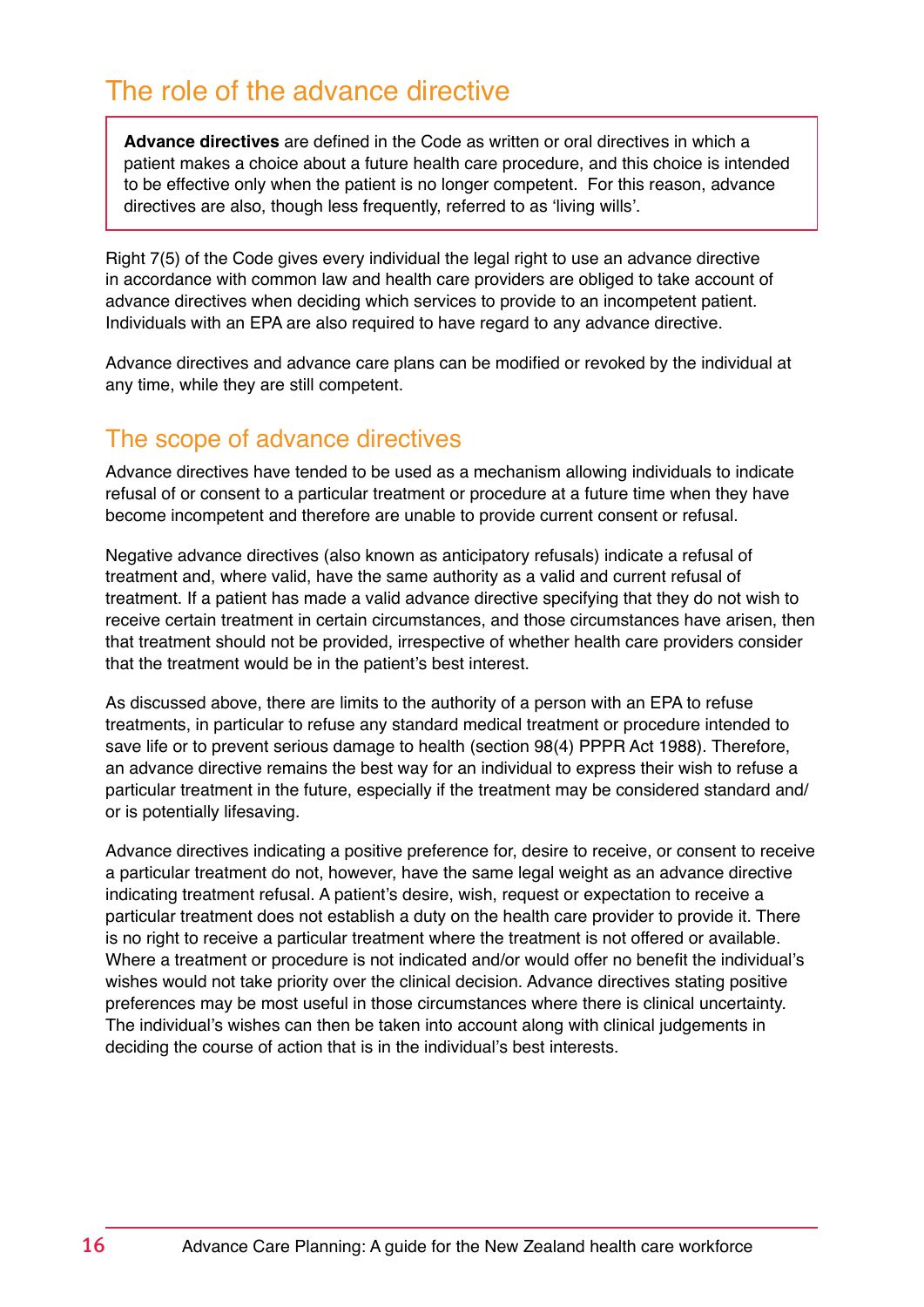## The role of the advance directive

> **Advance directives** are defined in the Code as written or oral directives in which a patient makes a choice about a future health care procedure, and this choice is intended to be effective only when the patient is no longer competent. For this reason, advance directives are also, though less frequently, referred to as 'living wills'.

Right 7(5) of the Code gives every individual the legal right to use an advance directive in accordance with common law and health care providers are obliged to take account of advance directives when deciding which services to provide to an incompetent patient. Individuals with an EPA are also required to have regard to any advance directive.

Advance directives and advance care plans can be modified or revoked by the individual at any time, while they are still competent.

## The scope of advance directives

Advance directives have tended to be used as a mechanism allowing individuals to indicate refusal of or consent to a particular treatment or procedure at a future time when they have become incompetent and therefore are unable to provide current consent or refusal.

Negative advance directives (also known as anticipatory refusals) indicate a refusal of treatment and, where valid, have the same authority as a valid and current refusal of treatment. If a patient has made a valid advance directive specifying that they do not wish to receive certain treatment in certain circumstances, and those circumstances have arisen, then that treatment should not be provided, irrespective of whether health care providers consider that the treatment would be in the patient's best interest.

As discussed above, there are limits to the authority of a person with an EPA to refuse treatments, in particular to refuse any standard medical treatment or procedure intended to save life or to prevent serious damage to health (section 98(4) PPPR Act 1988). Therefore, an advance directive remains the best way for an individual to express their wish to refuse a particular treatment in the future, especially if the treatment may be considered standard and/or is potentially lifesaving.

Advance directives indicating a positive preference for, desire to receive, or consent to receive a particular treatment do not, however, have the same legal weight as an advance directive indicating treatment refusal. A patient's desire, wish, request or expectation to receive a particular treatment does not establish a duty on the health care provider to provide it. There is no right to receive a particular treatment where the treatment is not offered or available. Where a treatment or procedure is not indicated and/or would offer no benefit the individual's wishes would not take priority over the clinical decision. Advance directives stating positive preferences may be most useful in those circumstances where there is clinical uncertainty. The individual's wishes can then be taken into account along with clinical judgements in deciding the course of action that is in the individual's best interests.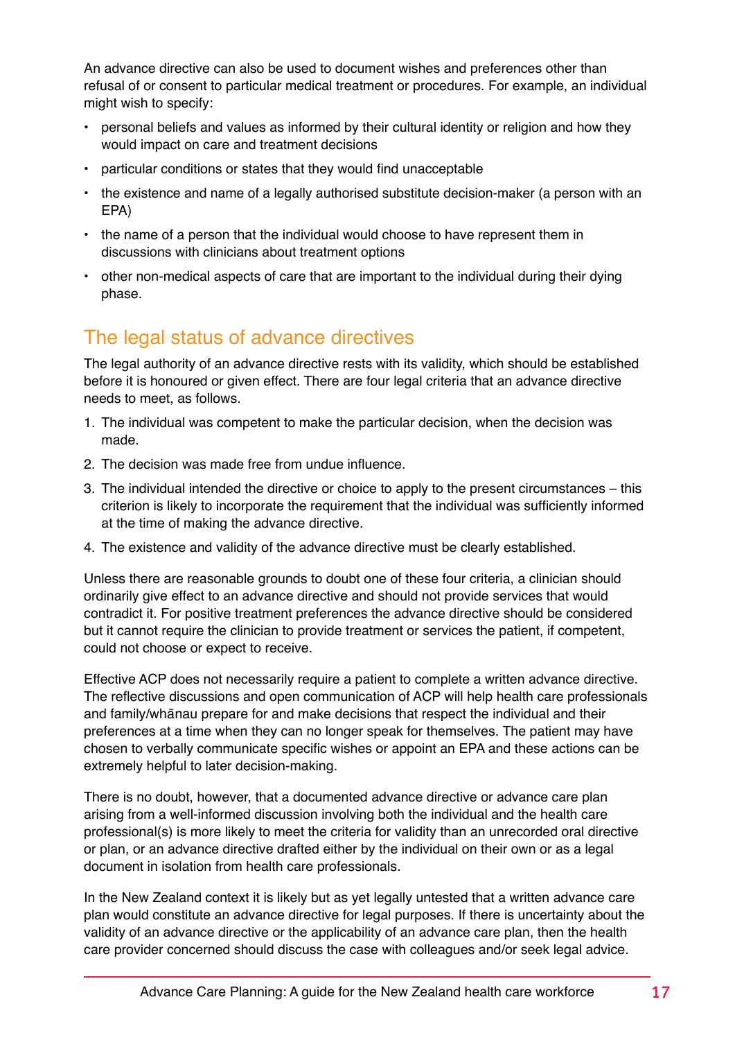An advance directive can also be used to document wishes and preferences other than refusal of or consent to particular medical treatment or procedures. For example, an individual might wish to specify:

- personal beliefs and values as informed by their cultural identity or religion and how they would impact on care and treatment decisions
- particular conditions or states that they would find unacceptable
- the existence and name of a legally authorised substitute decision-maker (a person with an EPA)
- the name of a person that the individual would choose to have represent them in discussions with clinicians about treatment options
- other non-medical aspects of care that are important to the individual during their dying phase.

## The legal status of advance directives

The legal authority of an advance directive rests with its validity, which should be established before it is honoured or given effect. There are four legal criteria that an advance directive needs to meet, as follows.

1. The individual was competent to make the particular decision, when the decision was made.
2. The decision was made free from undue influence.
3. The individual intended the directive or choice to apply to the present circumstances – this criterion is likely to incorporate the requirement that the individual was sufficiently informed at the time of making the advance directive.
4. The existence and validity of the advance directive must be clearly established.

Unless there are reasonable grounds to doubt one of these four criteria, a clinician should ordinarily give effect to an advance directive and should not provide services that would contradict it. For positive treatment preferences the advance directive should be considered but it cannot require the clinician to provide treatment or services the patient, if competent, could not choose or expect to receive.

Effective ACP does not necessarily require a patient to complete a written advance directive. The reflective discussions and open communication of ACP will help health care professionals and family/whānau prepare for and make decisions that respect the individual and their preferences at a time when they can no longer speak for themselves. The patient may have chosen to verbally communicate specific wishes or appoint an EPA and these actions can be extremely helpful to later decision-making.

There is no doubt, however, that a documented advance directive or advance care plan arising from a well-informed discussion involving both the individual and the health care professional(s) is more likely to meet the criteria for validity than an unrecorded oral directive or plan, or an advance directive drafted either by the individual on their own or as a legal document in isolation from health care professionals.

In the New Zealand context it is likely but as yet legally untested that a written advance care plan would constitute an advance directive for legal purposes. If there is uncertainty about the validity of an advance directive or the applicability of an advance care plan, then the health care provider concerned should discuss the case with colleagues and/or seek legal advice.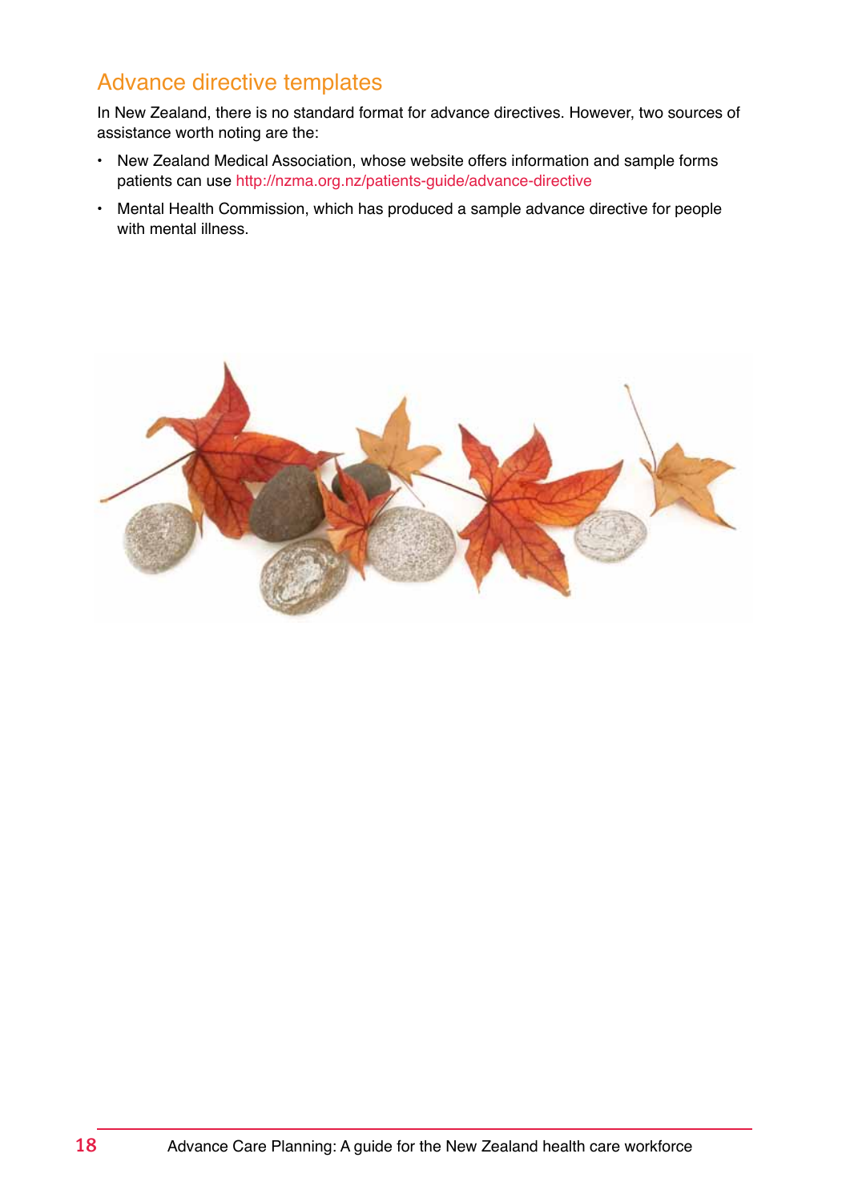## Advance directive templates

In New Zealand, there is no standard format for advance directives. However, two sources of assistance worth noting are the:

- New Zealand Medical Association, whose website offers information and sample forms patients can use http://nzma.org.nz/patients-guide/advance-directive
- Mental Health Commission, which has produced a sample advance directive for people with mental illness.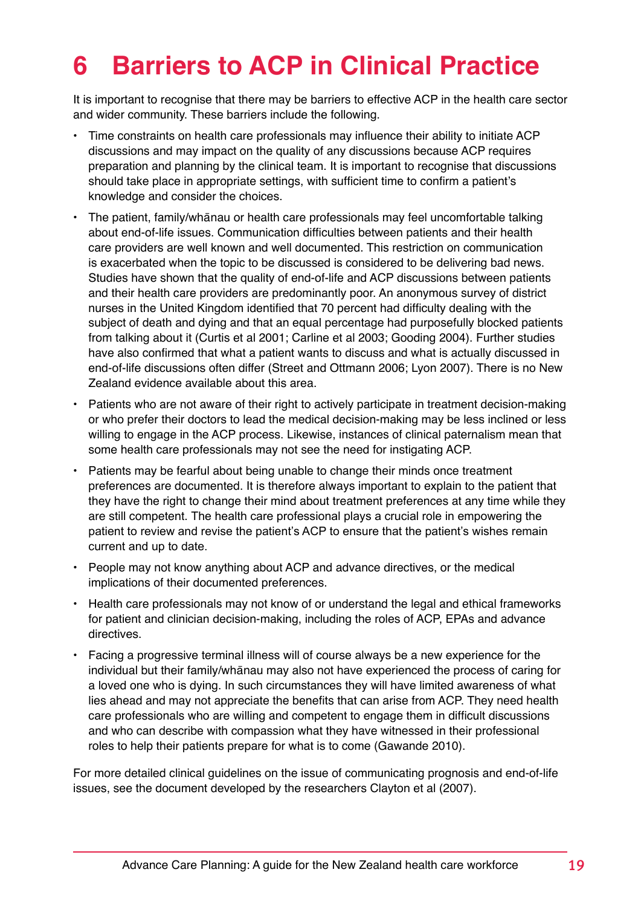# 6 Barriers to ACP in Clinical Practice

It is important to recognise that there may be barriers to effective ACP in the health care sector and wider community. These barriers include the following.

- Time constraints on health care professionals may influence their ability to initiate ACP discussions and may impact on the quality of any discussions because ACP requires preparation and planning by the clinical team. It is important to recognise that discussions should take place in appropriate settings, with sufficient time to confirm a patient's knowledge and consider the choices.
- The patient, family/whānau or health care professionals may feel uncomfortable talking about end-of-life issues. Communication difficulties between patients and their health care providers are well known and well documented. This restriction on communication is exacerbated when the topic to be discussed is considered to be delivering bad news. Studies have shown that the quality of end-of-life and ACP discussions between patients and their health care providers are predominantly poor. An anonymous survey of district nurses in the United Kingdom identified that 70 percent had difficulty dealing with the subject of death and dying and that an equal percentage had purposefully blocked patients from talking about it (Curtis et al 2001; Carline et al 2003; Gooding 2004). Further studies have also confirmed that what a patient wants to discuss and what is actually discussed in end-of-life discussions often differ (Street and Ottmann 2006; Lyon 2007). There is no New Zealand evidence available about this area.
- Patients who are not aware of their right to actively participate in treatment decision-making or who prefer their doctors to lead the medical decision-making may be less inclined or less willing to engage in the ACP process. Likewise, instances of clinical paternalism mean that some health care professionals may not see the need for instigating ACP.
- Patients may be fearful about being unable to change their minds once treatment preferences are documented. It is therefore always important to explain to the patient that they have the right to change their mind about treatment preferences at any time while they are still competent. The health care professional plays a crucial role in empowering the patient to review and revise the patient's ACP to ensure that the patient's wishes remain current and up to date.
- People may not know anything about ACP and advance directives, or the medical implications of their documented preferences.
- Health care professionals may not know of or understand the legal and ethical frameworks for patient and clinician decision-making, including the roles of ACP, EPAs and advance directives.
- Facing a progressive terminal illness will of course always be a new experience for the individual but their family/whānau may also not have experienced the process of caring for a loved one who is dying. In such circumstances they will have limited awareness of what lies ahead and may not appreciate the benefits that can arise from ACP. They need health care professionals who are willing and competent to engage them in difficult discussions and who can describe with compassion what they have witnessed in their professional roles to help their patients prepare for what is to come (Gawande 2010).

For more detailed clinical guidelines on the issue of communicating prognosis and end-of-life issues, see the document developed by the researchers Clayton et al (2007).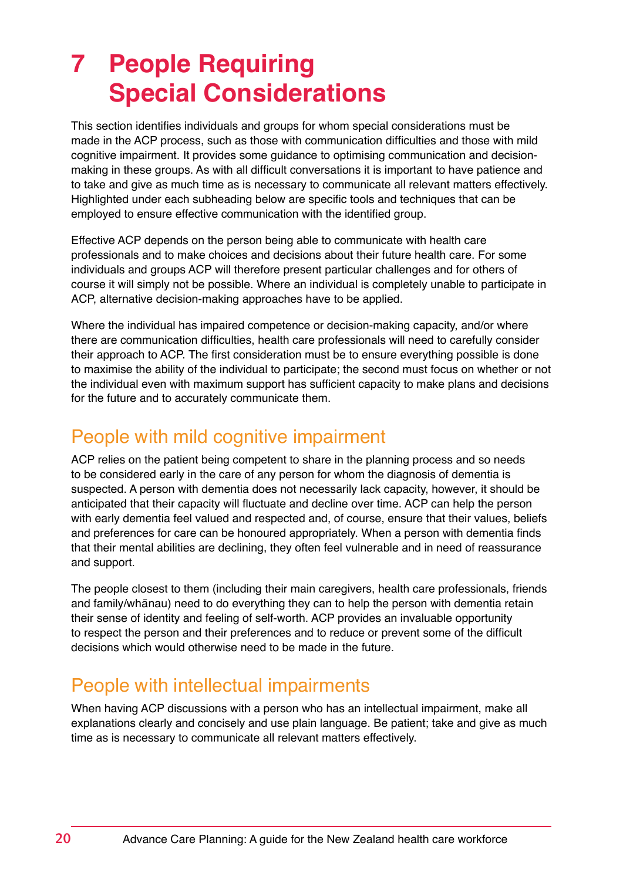# 7 People Requiring Special Considerations

This section identifies individuals and groups for whom special considerations must be made in the ACP process, such as those with communication difficulties and those with mild cognitive impairment. It provides some guidance to optimising communication and decision-making in these groups. As with all difficult conversations it is important to have patience and to take and give as much time as is necessary to communicate all relevant matters effectively. Highlighted under each subheading below are specific tools and techniques that can be employed to ensure effective communication with the identified group.

Effective ACP depends on the person being able to communicate with health care professionals and to make choices and decisions about their future health care. For some individuals and groups ACP will therefore present particular challenges and for others of course it will simply not be possible. Where an individual is completely unable to participate in ACP, alternative decision-making approaches have to be applied.

Where the individual has impaired competence or decision-making capacity, and/or where there are communication difficulties, health care professionals will need to carefully consider their approach to ACP. The first consideration must be to ensure everything possible is done to maximise the ability of the individual to participate; the second must focus on whether or not the individual even with maximum support has sufficient capacity to make plans and decisions for the future and to accurately communicate them.

## People with mild cognitive impairment

ACP relies on the patient being competent to share in the planning process and so needs to be considered early in the care of any person for whom the diagnosis of dementia is suspected. A person with dementia does not necessarily lack capacity, however, it should be anticipated that their capacity will fluctuate and decline over time. ACP can help the person with early dementia feel valued and respected and, of course, ensure that their values, beliefs and preferences for care can be honoured appropriately. When a person with dementia finds that their mental abilities are declining, they often feel vulnerable and in need of reassurance and support.

The people closest to them (including their main caregivers, health care professionals, friends and family/whānau) need to do everything they can to help the person with dementia retain their sense of identity and feeling of self-worth. ACP provides an invaluable opportunity to respect the person and their preferences and to reduce or prevent some of the difficult decisions which would otherwise need to be made in the future.

## People with intellectual impairments

When having ACP discussions with a person who has an intellectual impairment, make all explanations clearly and concisely and use plain language. Be patient; take and give as much time as is necessary to communicate all relevant matters effectively.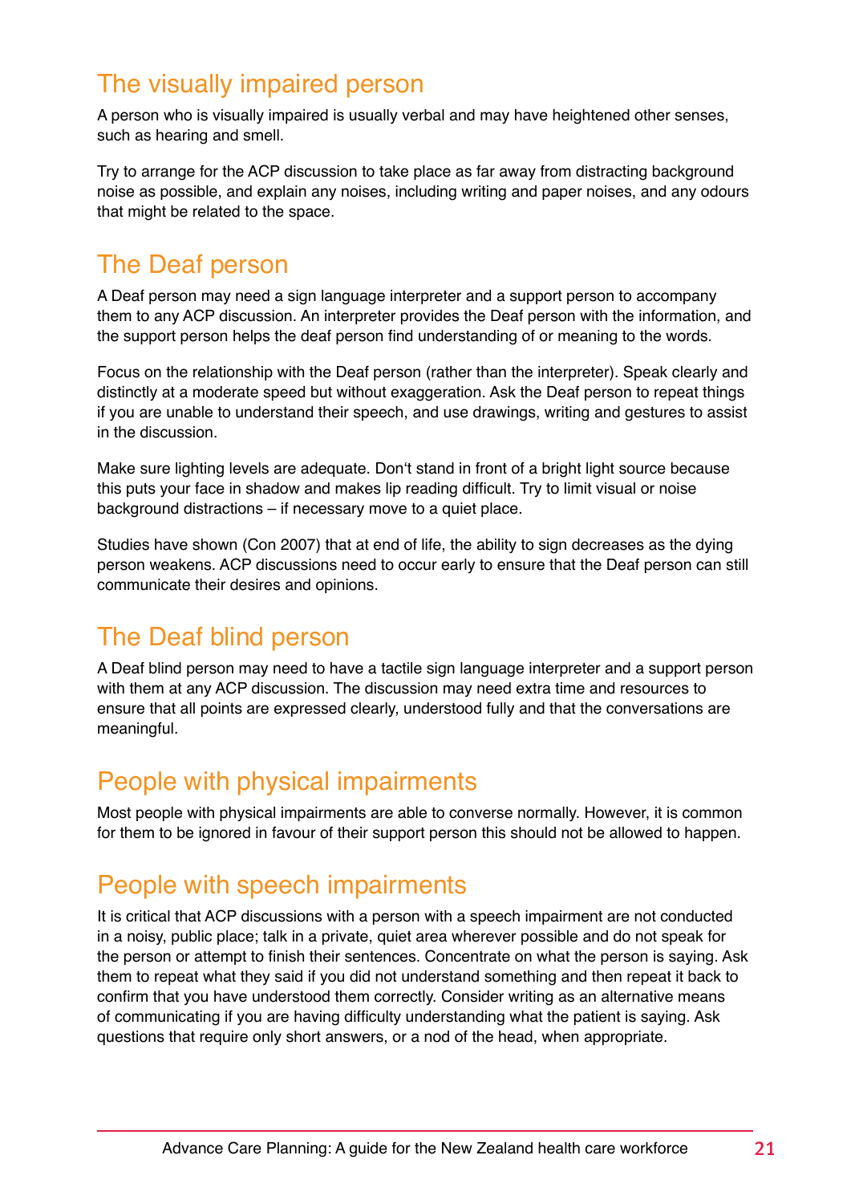## The visually impaired person

A person who is visually impaired is usually verbal and may have heightened other senses, such as hearing and smell.

Try to arrange for the ACP discussion to take place as far away from distracting background noise as possible, and explain any noises, including writing and paper noises, and any odours that might be related to the space.

## The Deaf person

A Deaf person may need a sign language interpreter and a support person to accompany them to any ACP discussion. An interpreter provides the Deaf person with the information, and the support person helps the deaf person find understanding of or meaning to the words.

Focus on the relationship with the Deaf person (rather than the interpreter). Speak clearly and distinctly at a moderate speed but without exaggeration. Ask the Deaf person to repeat things if you are unable to understand their speech, and use drawings, writing and gestures to assist in the discussion.

Make sure lighting levels are adequate. Don't stand in front of a bright light source because this puts your face in shadow and makes lip reading difficult. Try to limit visual or noise background distractions – if necessary move to a quiet place.

Studies have shown (Con 2007) that at end of life, the ability to sign decreases as the dying person weakens. ACP discussions need to occur early to ensure that the Deaf person can still communicate their desires and opinions.

## The Deaf blind person

A Deaf blind person may need to have a tactile sign language interpreter and a support person with them at any ACP discussion. The discussion may need extra time and resources to ensure that all points are expressed clearly, understood fully and that the conversations are meaningful.

## People with physical impairments

Most people with physical impairments are able to converse normally. However, it is common for them to be ignored in favour of their support person this should not be allowed to happen.

## People with speech impairments

It is critical that ACP discussions with a person with a speech impairment are not conducted in a noisy, public place; talk in a private, quiet area wherever possible and do not speak for the person or attempt to finish their sentences. Concentrate on what the person is saying. Ask them to repeat what they said if you did not understand something and then repeat it back to confirm that you have understood them correctly. Consider writing as an alternative means of communicating if you are having difficulty understanding what the patient is saying. Ask questions that require only short answers, or a nod of the head, when appropriate.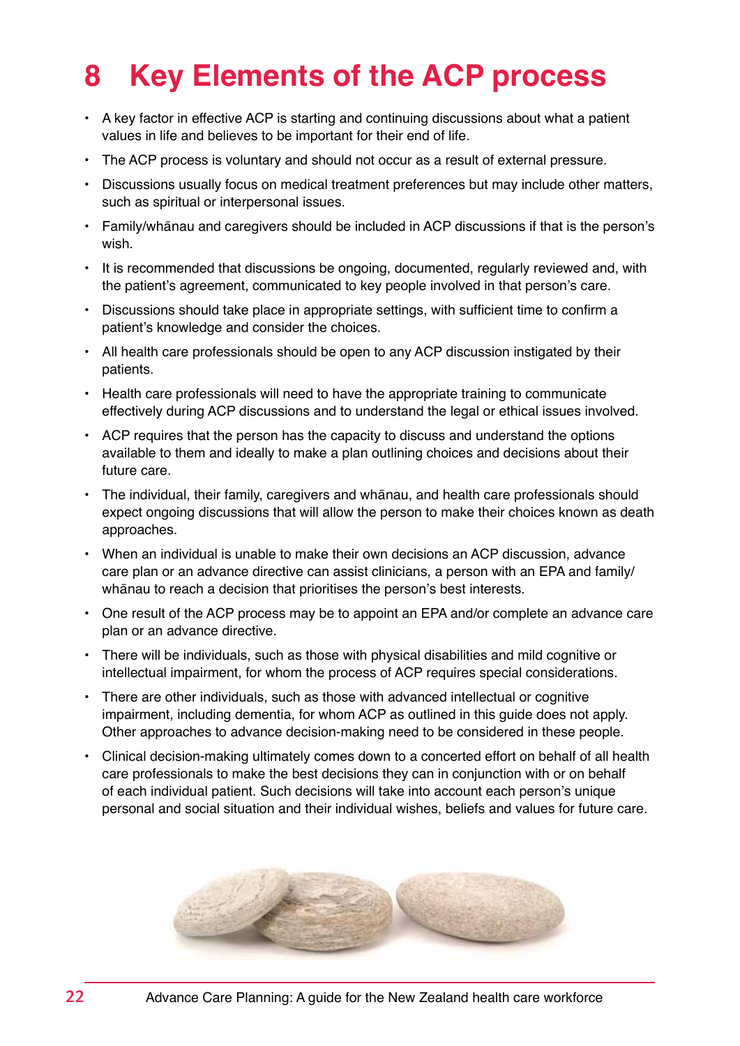# 8 Key Elements of the ACP process

- A key factor in effective ACP is starting and continuing discussions about what a patient values in life and believes to be important for their end of life.
- The ACP process is voluntary and should not occur as a result of external pressure.
- Discussions usually focus on medical treatment preferences but may include other matters, such as spiritual or interpersonal issues.
- Family/whānau and caregivers should be included in ACP discussions if that is the person's wish.
- It is recommended that discussions be ongoing, documented, regularly reviewed and, with the patient's agreement, communicated to key people involved in that person's care.
- Discussions should take place in appropriate settings, with sufficient time to confirm a patient's knowledge and consider the choices.
- All health care professionals should be open to any ACP discussion instigated by their patients.
- Health care professionals will need to have the appropriate training to communicate effectively during ACP discussions and to understand the legal or ethical issues involved.
- ACP requires that the person has the capacity to discuss and understand the options available to them and ideally to make a plan outlining choices and decisions about their future care.
- The individual, their family, caregivers and whānau, and health care professionals should expect ongoing discussions that will allow the person to make their choices known as death approaches.
- When an individual is unable to make their own decisions an ACP discussion, advance care plan or an advance directive can assist clinicians, a person with an EPA and family/whānau to reach a decision that prioritises the person's best interests.
- One result of the ACP process may be to appoint an EPA and/or complete an advance care plan or an advance directive.
- There will be individuals, such as those with physical disabilities and mild cognitive or intellectual impairment, for whom the process of ACP requires special considerations.
- There are other individuals, such as those with advanced intellectual or cognitive impairment, including dementia, for whom ACP as outlined in this guide does not apply. Other approaches to advance decision-making need to be considered in these people.
- Clinical decision-making ultimately comes down to a concerted effort on behalf of all health care professionals to make the best decisions they can in conjunction with or on behalf of each individual patient. Such decisions will take into account each person's unique personal and social situation and their individual wishes, beliefs and values for future care.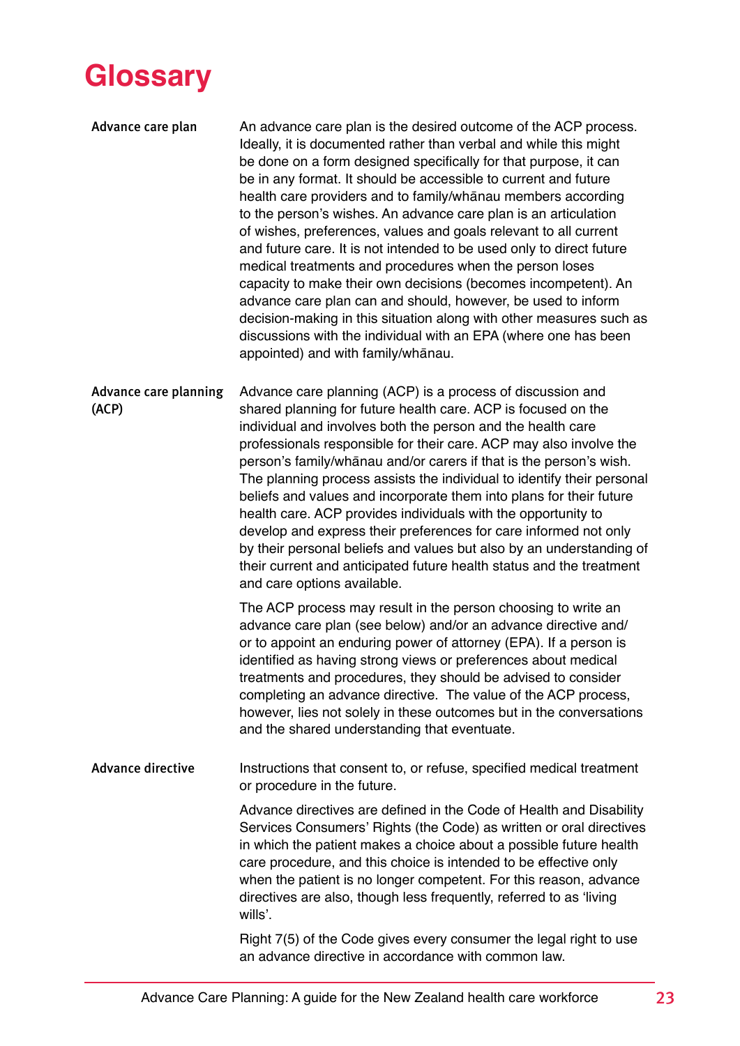# Glossary

**Advance care plan**

An advance care plan is the desired outcome of the ACP process. Ideally, it is documented rather than verbal and while this might be done on a form designed specifically for that purpose, it can be in any format. It should be accessible to current and future health care providers and to family/whānau members according to the person's wishes. An advance care plan is an articulation of wishes, preferences, values and goals relevant to all current and future care. It is not intended to be used only to direct future medical treatments and procedures when the person loses capacity to make their own decisions (becomes incompetent). An advance care plan can and should, however, be used to inform decision-making in this situation along with other measures such as discussions with the individual with an EPA (where one has been appointed) and with family/whānau.

**Advance care planning (ACP)**

Advance care planning (ACP) is a process of discussion and shared planning for future health care. ACP is focused on the individual and involves both the person and the health care professionals responsible for their care. ACP may also involve the person's family/whānau and/or carers if that is the person's wish. The planning process assists the individual to identify their personal beliefs and values and incorporate them into plans for their future health care. ACP provides individuals with the opportunity to develop and express their preferences for care informed not only by their personal beliefs and values but also by an understanding of their current and anticipated future health status and the treatment and care options available.

The ACP process may result in the person choosing to write an advance care plan (see below) and/or an advance directive and/or to appoint an enduring power of attorney (EPA). If a person is identified as having strong views or preferences about medical treatments and procedures, they should be advised to consider completing an advance directive. The value of the ACP process, however, lies not solely in these outcomes but in the conversations and the shared understanding that eventuate.

**Advance directive**

Instructions that consent to, or refuse, specified medical treatment or procedure in the future.

Advance directives are defined in the Code of Health and Disability Services Consumers' Rights (the Code) as written or oral directives in which the patient makes a choice about a possible future health care procedure, and this choice is intended to be effective only when the patient is no longer competent. For this reason, advance directives are also, though less frequently, referred to as 'living wills'.

Right 7(5) of the Code gives every consumer the legal right to use an advance directive in accordance with common law.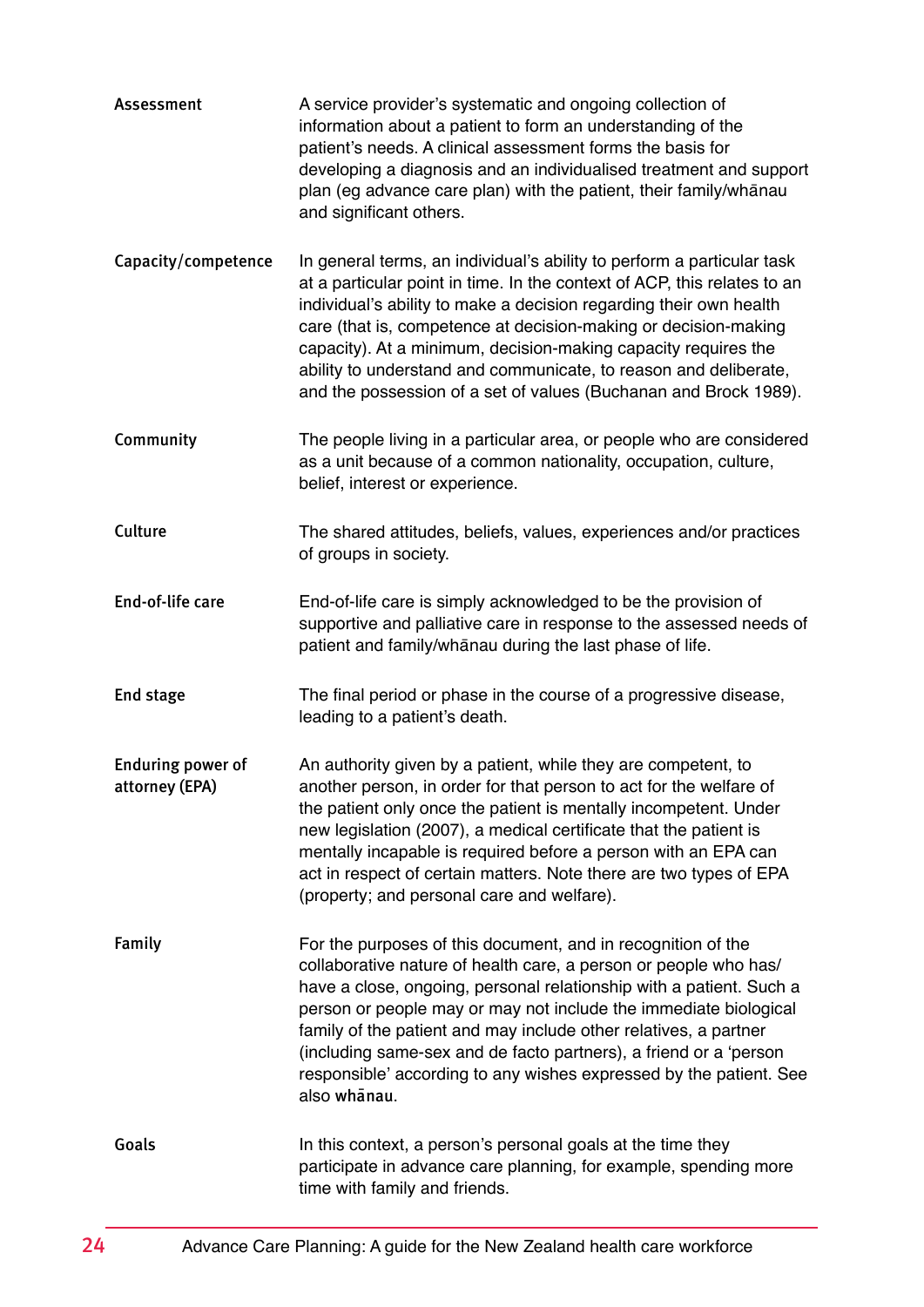| | |
|---|---|
| **Assessment** | A service provider's systematic and ongoing collection of information about a patient to form an understanding of the patient's needs. A clinical assessment forms the basis for developing a diagnosis and an individualised treatment and support plan (eg advance care plan) with the patient, their family/whānau and significant others. |
| **Capacity/competence** | In general terms, an individual's ability to perform a particular task at a particular point in time. In the context of ACP, this relates to an individual's ability to make a decision regarding their own health care (that is, competence at decision-making or decision-making capacity). At a minimum, decision-making capacity requires the ability to understand and communicate, to reason and deliberate, and the possession of a set of values (Buchanan and Brock 1989). |
| **Community** | The people living in a particular area, or people who are considered as a unit because of a common nationality, occupation, culture, belief, interest or experience. |
| **Culture** | The shared attitudes, beliefs, values, experiences and/or practices of groups in society. |
| **End-of-life care** | End-of-life care is simply acknowledged to be the provision of supportive and palliative care in response to the assessed needs of patient and family/whānau during the last phase of life. |
| **End stage** | The final period or phase in the course of a progressive disease, leading to a patient's death. |
| **Enduring power of attorney (EPA)** | An authority given by a patient, while they are competent, to another person, in order for that person to act for the welfare of the patient only once the patient is mentally incompetent. Under new legislation (2007), a medical certificate that the patient is mentally incapable is required before a person with an EPA can act in respect of certain matters. Note there are two types of EPA (property; and personal care and welfare). |
| **Family** | For the purposes of this document, and in recognition of the collaborative nature of health care, a person or people who has/have a close, ongoing, personal relationship with a patient. Such a person or people may or may not include the immediate biological family of the patient and may include other relatives, a partner (including same-sex and de facto partners), a friend or a 'person responsible' according to any wishes expressed by the patient. See also **whānau**. |
| **Goals** | In this context, a person's personal goals at the time they participate in advance care planning, for example, spending more time with family and friends. |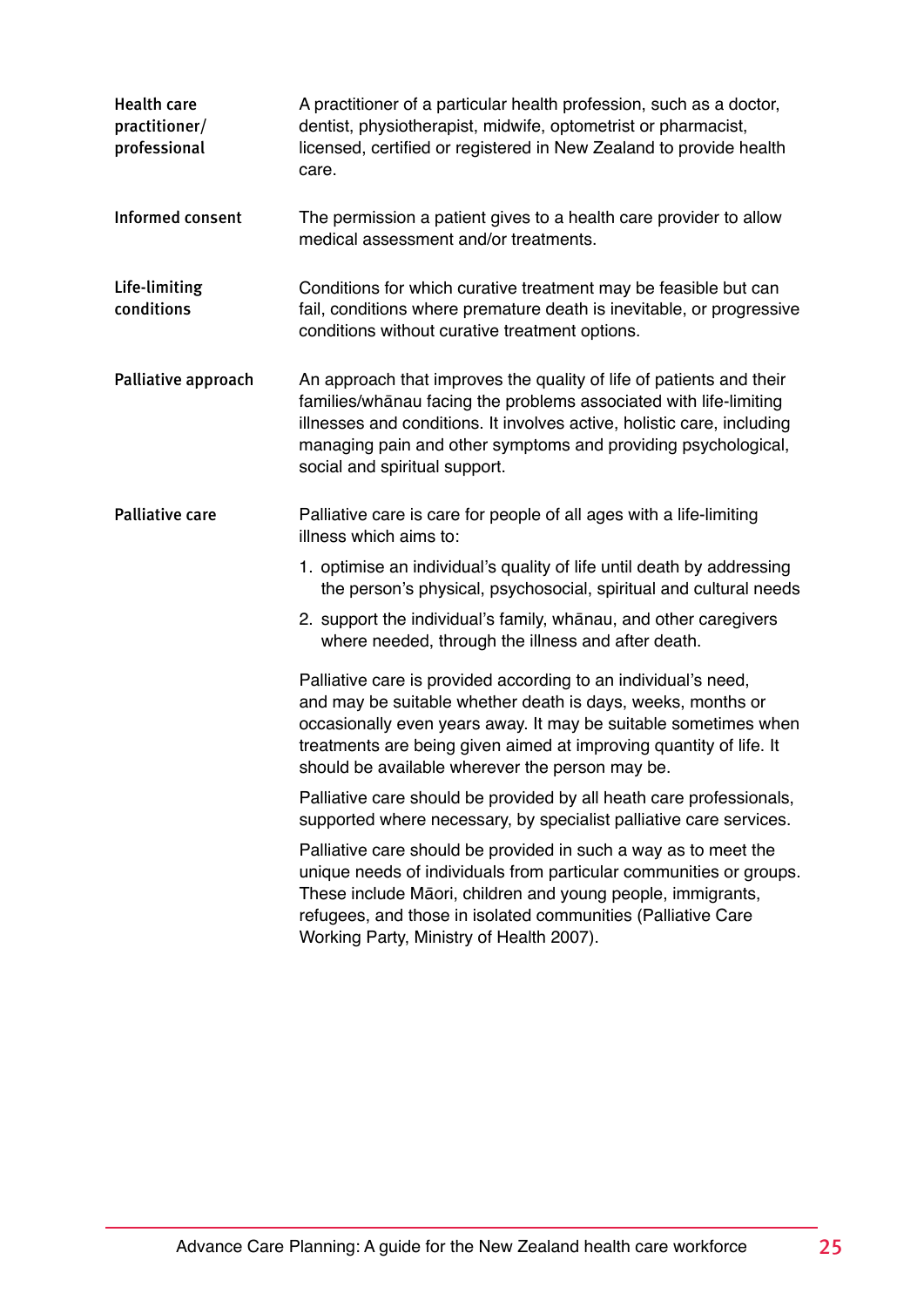**Health care practitioner/ professional**

A practitioner of a particular health profession, such as a doctor, dentist, physiotherapist, midwife, optometrist or pharmacist, licensed, certified or registered in New Zealand to provide health care.

**Informed consent**

The permission a patient gives to a health care provider to allow medical assessment and/or treatments.

**Life-limiting conditions**

Conditions for which curative treatment may be feasible but can fail, conditions where premature death is inevitable, or progressive conditions without curative treatment options.

**Palliative approach**

An approach that improves the quality of life of patients and their families/whānau facing the problems associated with life-limiting illnesses and conditions. It involves active, holistic care, including managing pain and other symptoms and providing psychological, social and spiritual support.

**Palliative care**

Palliative care is care for people of all ages with a life-limiting illness which aims to:

1. optimise an individual's quality of life until death by addressing the person's physical, psychosocial, spiritual and cultural needs
2. support the individual's family, whānau, and other caregivers where needed, through the illness and after death.

Palliative care is provided according to an individual's need, and may be suitable whether death is days, weeks, months or occasionally even years away. It may be suitable sometimes when treatments are being given aimed at improving quantity of life. It should be available wherever the person may be.

Palliative care should be provided by all heath care professionals, supported where necessary, by specialist palliative care services.

Palliative care should be provided in such a way as to meet the unique needs of individuals from particular communities or groups. These include Māori, children and young people, immigrants, refugees, and those in isolated communities (Palliative Care Working Party, Ministry of Health 2007).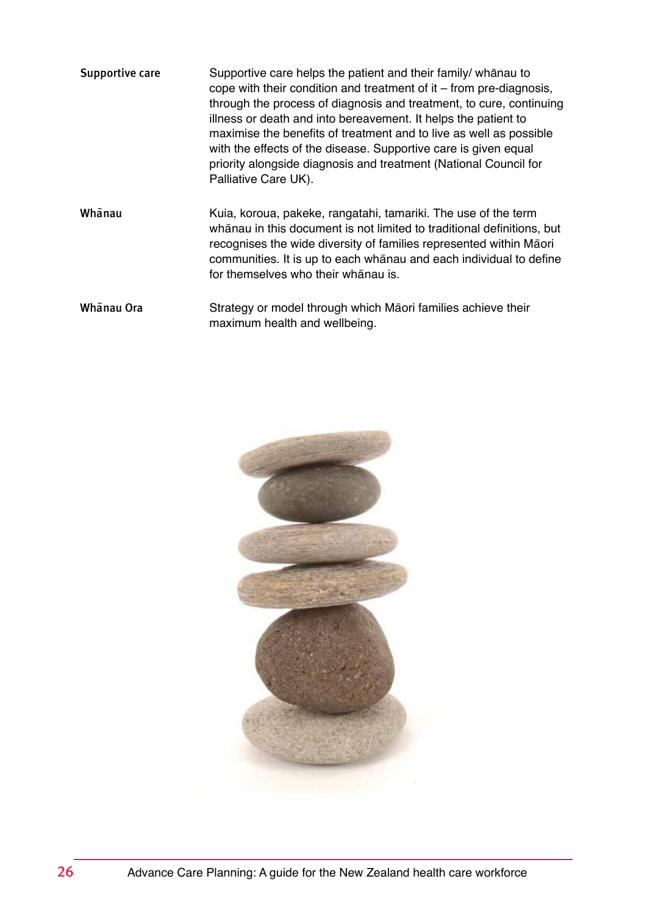**Supportive care**

Supportive care helps the patient and their family/ whānau to cope with their condition and treatment of it – from pre-diagnosis, through the process of diagnosis and treatment, to cure, continuing illness or death and into bereavement. It helps the patient to maximise the benefits of treatment and to live as well as possible with the effects of the disease. Supportive care is given equal priority alongside diagnosis and treatment (National Council for Palliative Care UK).

**Whānau**

Kuia, koroua, pakeke, rangatahi, tamariki. The use of the term whānau in this document is not limited to traditional definitions, but recognises the wide diversity of families represented within Māori communities. It is up to each whānau and each individual to define for themselves who their whānau is.

**Whānau Ora**

Strategy or model through which Māori families achieve their maximum health and wellbeing.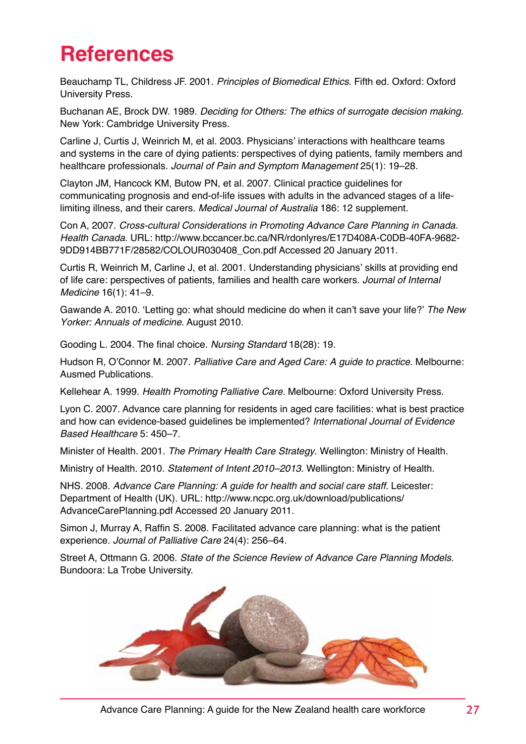# References

Beauchamp TL, Childress JF. 2001. *Principles of Biomedical Ethics*. Fifth ed. Oxford: Oxford University Press.

Buchanan AE, Brock DW. 1989. *Deciding for Others: The ethics of surrogate decision making*. New York: Cambridge University Press.

Carline J, Curtis J, Weinrich M, et al. 2003. Physicians' interactions with healthcare teams and systems in the care of dying patients: perspectives of dying patients, family members and healthcare professionals. *Journal of Pain and Symptom Management* 25(1): 19–28.

Clayton JM, Hancock KM, Butow PN, et al. 2007. Clinical practice guidelines for communicating prognosis and end-of-life issues with adults in the advanced stages of a life-limiting illness, and their carers. *Medical Journal of Australia* 186: 12 supplement.

Con A, 2007. *Cross-cultural Considerations in Promoting Advance Care Planning in Canada. Health Canada.* URL: http://www.bccancer.bc.ca/NR/rdonlyres/E17D408A-C0DB-40FA-9682-9DD914BB771F/28582/COLOUR030408_Con.pdf Accessed 20 January 2011.

Curtis R, Weinrich M, Carline J, et al. 2001. Understanding physicians' skills at providing end of life care: perspectives of patients, families and health care workers. *Journal of Internal Medicine* 16(1): 41–9.

Gawande A. 2010. 'Letting go: what should medicine do when it can't save your life?' *The New Yorker: Annuals of medicine*. August 2010.

Gooding L. 2004. The final choice. *Nursing Standard* 18(28): 19.

Hudson R, O'Connor M. 2007. *Palliative Care and Aged Care: A guide to practice.* Melbourne: Ausmed Publications.

Kellehear A. 1999. *Health Promoting Palliative Care*. Melbourne: Oxford University Press.

Lyon C. 2007. Advance care planning for residents in aged care facilities: what is best practice and how can evidence-based guidelines be implemented? *International Journal of Evidence Based Healthcare* 5: 450–7.

Minister of Health. 2001. *The Primary Health Care Strategy*. Wellington: Ministry of Health.

Ministry of Health. 2010. *Statement of Intent 2010–2013.* Wellington: Ministry of Health.

NHS. 2008. *Advance Care Planning: A guide for health and social care staff.* Leicester: Department of Health (UK). URL: http://www.ncpc.org.uk/download/publications/AdvanceCarePlanning.pdf Accessed 20 January 2011.

Simon J, Murray A, Raffin S. 2008. Facilitated advance care planning: what is the patient experience. *Journal of Palliative Care* 24(4): 256–64.

Street A, Ottmann G. 2006. *State of the Science Review of Advance Care Planning Models*. Bundoora: La Trobe University.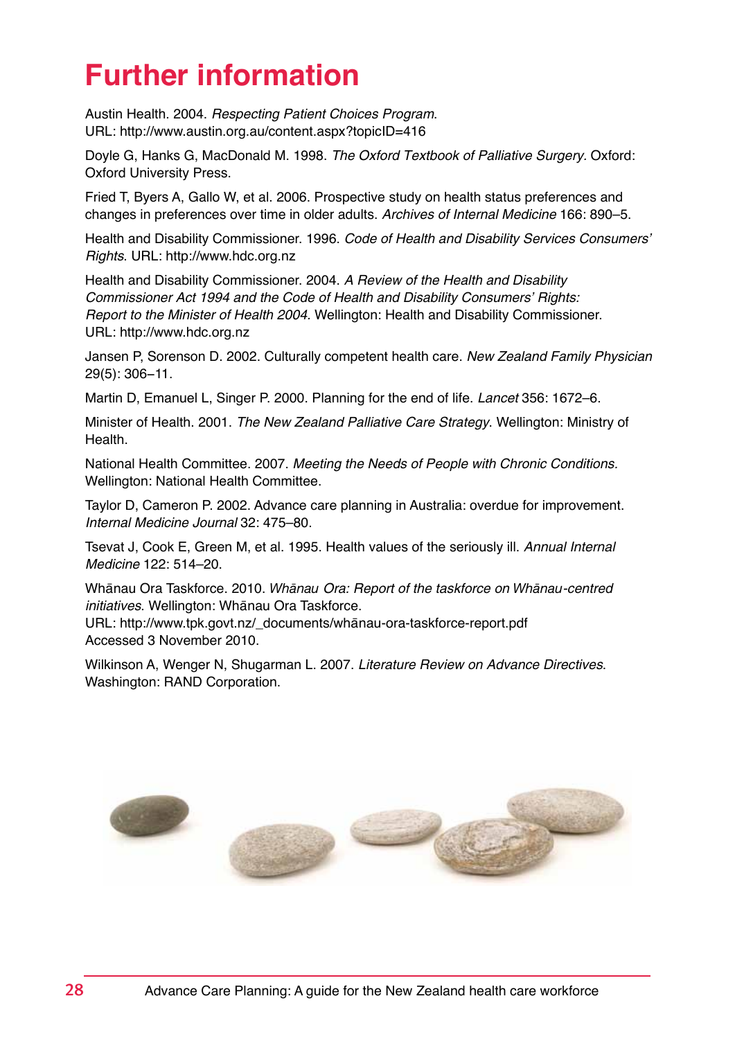# Further information

Austin Health. 2004. *Respecting Patient Choices Program*.
URL: http://www.austin.org.au/content.aspx?topicID=416

Doyle G, Hanks G, MacDonald M. 1998. *The Oxford Textbook of Palliative Surgery.* Oxford: Oxford University Press.

Fried T, Byers A, Gallo W, et al. 2006. Prospective study on health status preferences and changes in preferences over time in older adults. *Archives of Internal Medicine* 166: 890–5.

Health and Disability Commissioner. 1996. *Code of Health and Disability Services Consumers' Rights*. URL: http://www.hdc.org.nz

Health and Disability Commissioner. 2004. *A Review of the Health and Disability Commissioner Act 1994 and the Code of Health and Disability Consumers' Rights: Report to the Minister of Health 2004*. Wellington: Health and Disability Commissioner. URL: http://www.hdc.org.nz

Jansen P, Sorenson D. 2002. Culturally competent health care. *New Zealand Family Physician* 29(5): 306–11.

Martin D, Emanuel L, Singer P. 2000. Planning for the end of life. *Lancet* 356: 1672–6.

Minister of Health. 2001. *The New Zealand Palliative Care Strategy*. Wellington: Ministry of Health.

National Health Committee. 2007. *Meeting the Needs of People with Chronic Conditions.* Wellington: National Health Committee.

Taylor D, Cameron P. 2002. Advance care planning in Australia: overdue for improvement. *Internal Medicine Journal* 32: 475–80.

Tsevat J, Cook E, Green M, et al. 1995. Health values of the seriously ill. *Annual Internal Medicine* 122: 514–20.

Whānau Ora Taskforce. 2010. *Whānau Ora: Report of the taskforce on Whānau-centred initiatives*. Wellington: Whānau Ora Taskforce.
URL: http://www.tpk.govt.nz/_documents/whānau-ora-taskforce-report.pdf
Accessed 3 November 2010.

Wilkinson A, Wenger N, Shugarman L. 2007. *Literature Review on Advance Directives*. Washington: RAND Corporation.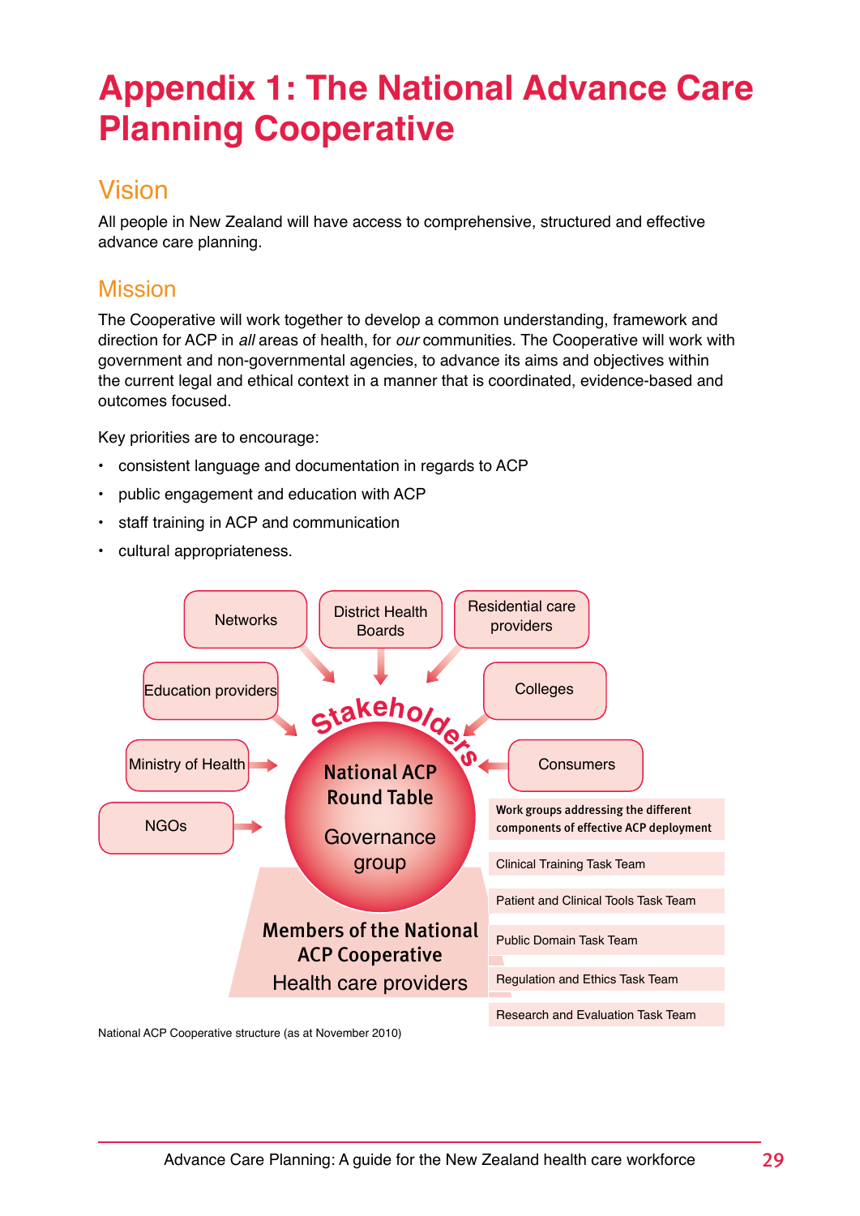# Appendix 1: The National Advance Care Planning Cooperative

## Vision

All people in New Zealand will have access to comprehensive, structured and effective advance care planning.

## Mission

The Cooperative will work together to develop a common understanding, framework and direction for ACP in *all* areas of health, for *our* communities. The Cooperative will work with government and non-governmental agencies, to advance its aims and objectives within the current legal and ethical context in a manner that is coordinated, evidence-based and outcomes focused.

Key priorities are to encourage:

- consistent language and documentation in regards to ACP
- public engagement and education with ACP
- staff training in ACP and communication
- cultural appropriateness.

Networks

District Health Boards

Residential care providers

Education providers

Colleges

Ministry of Health

Consumers

NGOs

Stakeholders

**National ACP Round Table**

Governance group

**Members of the National ACP Cooperative**

Health care providers

**Work groups addressing the different components of effective ACP deployment**

- Clinical Training Task Team
- Patient and Clinical Tools Task Team
- Public Domain Task Team
- Regulation and Ethics Task Team
- Research and Evaluation Task Team

National ACP Cooperative structure (as at November 2010)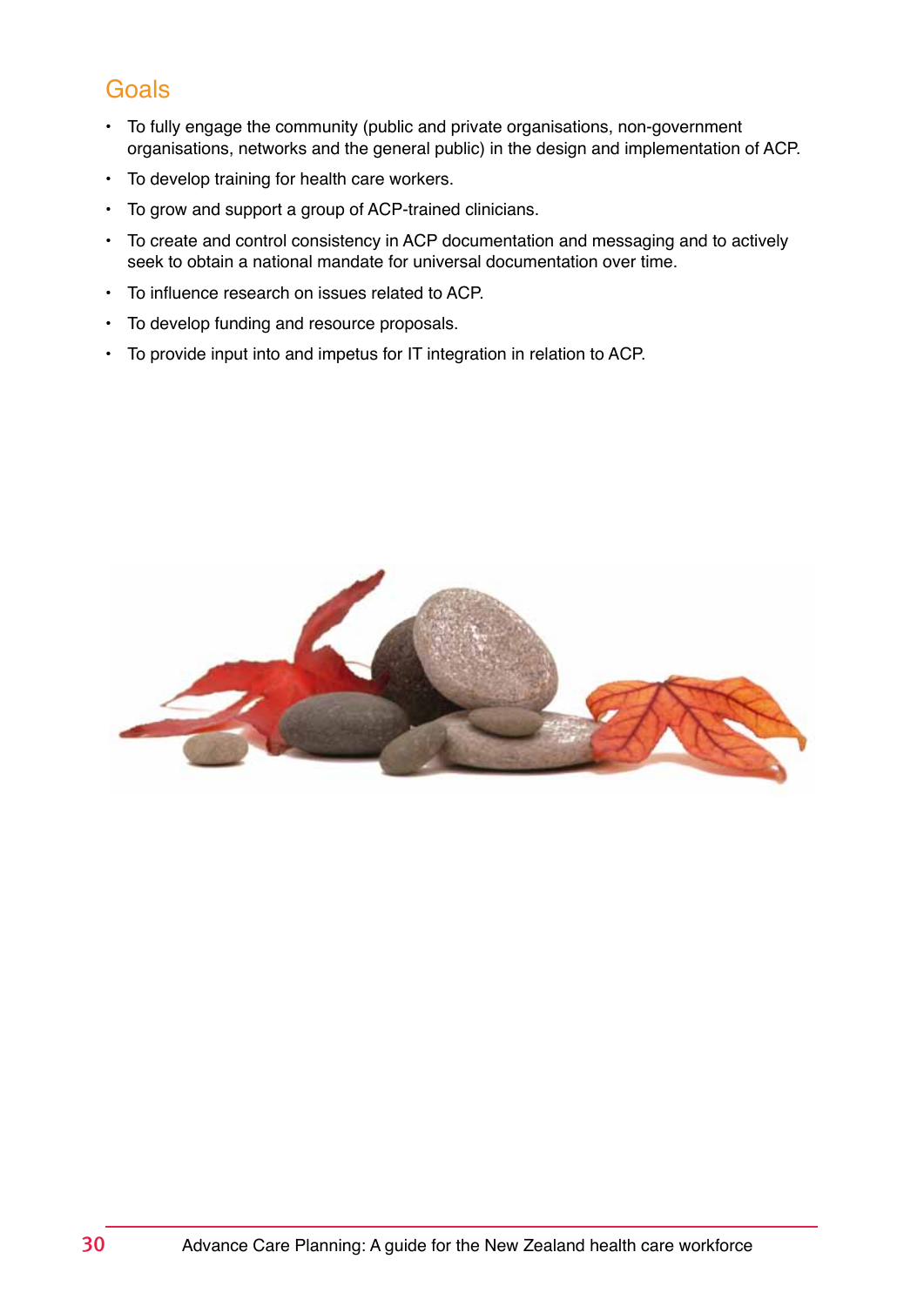## Goals

- To fully engage the community (public and private organisations, non-government organisations, networks and the general public) in the design and implementation of ACP.
- To develop training for health care workers.
- To grow and support a group of ACP-trained clinicians.
- To create and control consistency in ACP documentation and messaging and to actively seek to obtain a national mandate for universal documentation over time.
- To influence research on issues related to ACP.
- To develop funding and resource proposals.
- To provide input into and impetus for IT integration in relation to ACP.